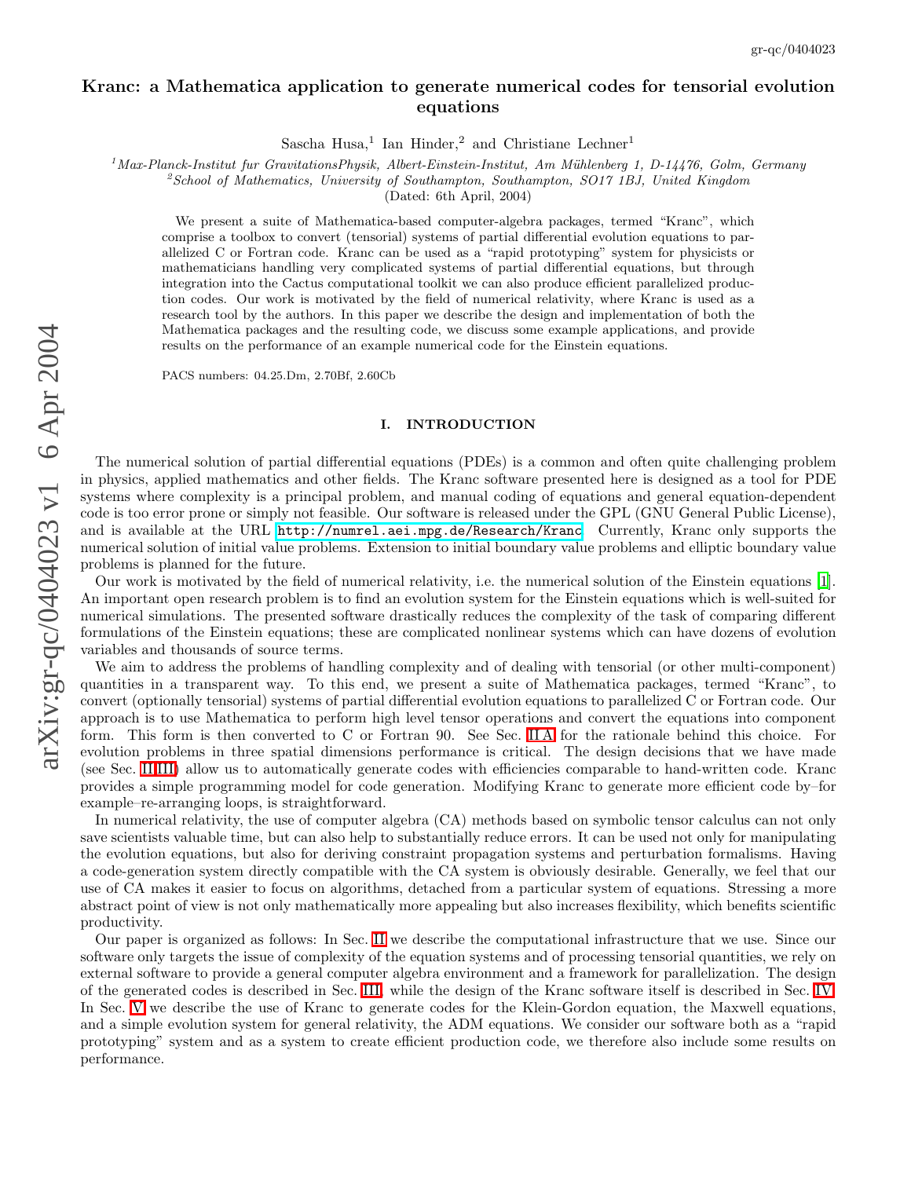gr-qc/0404023

# Kranc: a Mathematica application to generate numerical codes for tensorial evolution equations

Sascha Husa,[1] Ian Hinder,[2] and Christiane Lechner[1]

[1]*Max-Planck-Institut fur GravitationsPhysik, Albert-Einstein-Institut, Am Mühlenberg 1, D-14476, Golm, Germany*
[2]*School of Mathematics, University of Southampton, Southampton, SO17 1BJ, United Kingdom*
(Dated: 6th April, 2004)

We present a suite of Mathematica-based computer-algebra packages, termed "Kranc", which comprise a toolbox to convert (tensorial) systems of partial differential evolution equations to parallelized C or Fortran code. Kranc can be used as a "rapid prototyping" system for physicists or mathematicians handling very complicated systems of partial differential equations, but through integration into the Cactus computational toolkit we can also produce efficient parallelized production codes. Our work is motivated by the field of numerical relativity, where Kranc is used as a research tool by the authors. In this paper we describe the design and implementation of both the Mathematica packages and the resulting code, we discuss some example applications, and provide results on the performance of an example numerical code for the Einstein equations.

PACS numbers: 04.25.Dm, 2.70Bf, 2.60Cb

## I. INTRODUCTION

The numerical solution of partial differential equations (PDEs) is a common and often quite challenging problem in physics, applied mathematics and other fields. The Kranc software presented here is designed as a tool for PDE systems where complexity is a principal problem, and manual coding of equations and general equation-dependent code is too error prone or simply not feasible. Our software is released under the GPL (GNU General Public License), and is available at the URL `http://numrel.aei.mpg.de/Research/Kranc`. Currently, Kranc only supports the numerical solution of initial value problems. Extension to initial boundary value problems and elliptic boundary value problems is planned for the future.

Our work is motivated by the field of numerical relativity, i.e. the numerical solution of the Einstein equations [1]. An important open research problem is to find an evolution system for the Einstein equations which is well-suited for numerical simulations. The presented software drastically reduces the complexity of the task of comparing different formulations of the Einstein equations; these are complicated nonlinear systems which can have dozens of evolution variables and thousands of source terms.

We aim to address the problems of handling complexity and of dealing with tensorial (or other multi-component) quantities in a transparent way. To this end, we present a suite of Mathematica packages, termed "Kranc", to convert (optionally tensorial) systems of partial differential evolution equations to parallelized C or Fortran code. Our approach is to use Mathematica to perform high level tensor operations and convert the equations into component form. This form is then converted to C or Fortran 90. See Sec. II A for the rationale behind this choice. For evolution problems in three spatial dimensions performance is critical. The design decisions that we have made (see Sec. II,III) allow us to automatically generate codes with efficiencies comparable to hand-written code. Kranc provides a simple programming model for code generation. Modifying Kranc to generate more efficient code by–for example–re-arranging loops, is straightforward.

In numerical relativity, the use of computer algebra (CA) methods based on symbolic tensor calculus can not only save scientists valuable time, but can also help to substantially reduce errors. It can be used not only for manipulating the evolution equations, but also for deriving constraint propagation systems and perturbation formalisms. Having a code-generation system directly compatible with the CA system is obviously desirable. Generally, we feel that our use of CA makes it easier to focus on algorithms, detached from a particular system of equations. Stressing a more abstract point of view is not only mathematically more appealing but also increases flexibility, which benefits scientific productivity.

Our paper is organized as follows: In Sec. II we describe the computational infrastructure that we use. Since our software only targets the issue of complexity of the equation systems and of processing tensorial quantities, we rely on external software to provide a general computer algebra environment and a framework for parallelization. The design of the generated codes is described in Sec. III, while the design of the Kranc software itself is described in Sec. IV. In Sec. V we describe the use of Kranc to generate codes for the Klein-Gordon equation, the Maxwell equations, and a simple evolution system for general relativity, the ADM equations. We consider our software both as a "rapid prototyping" system and as a system to create efficient production code, we therefore also include some results on performance.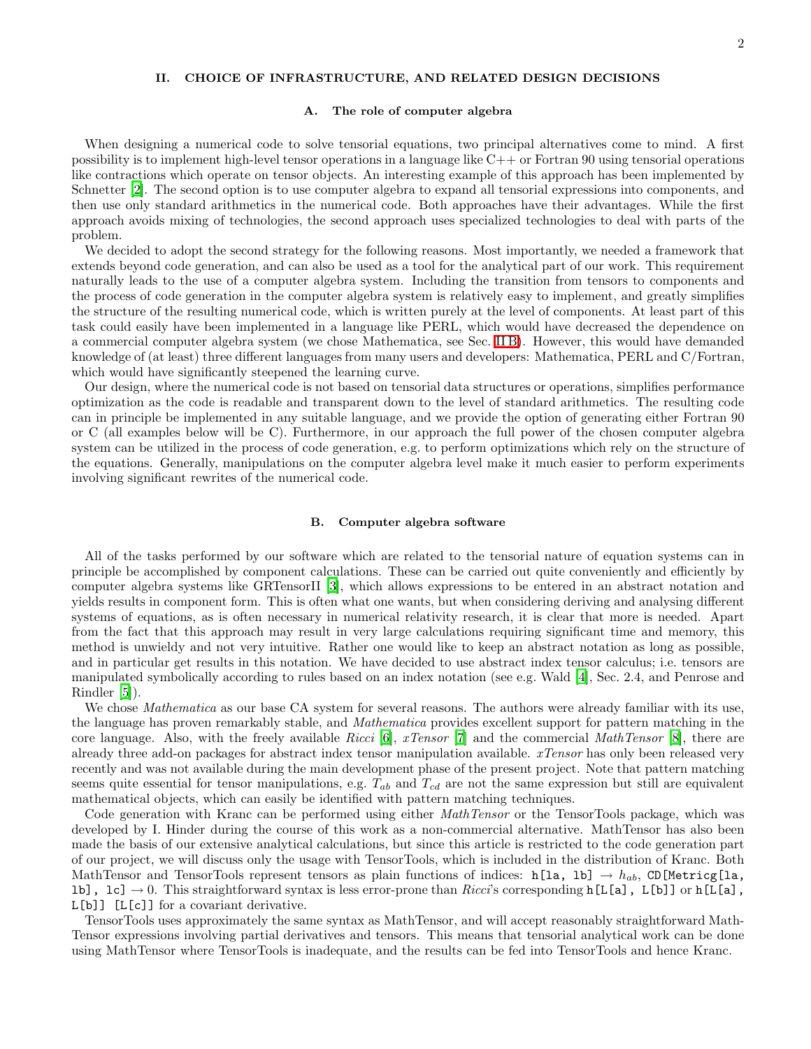## II. CHOICE OF INFRASTRUCTURE, AND RELATED DESIGN DECISIONS

### A. The role of computer algebra

When designing a numerical code to solve tensorial equations, two principal alternatives come to mind. A first possibility is to implement high-level tensor operations in a language like C++ or Fortran 90 using tensorial operations like contractions which operate on tensor objects. An interesting example of this approach has been implemented by Schnetter [2]. The second option is to use computer algebra to expand all tensorial expressions into components, and then use only standard arithmetics in the numerical code. Both approaches have their advantages. While the first approach avoids mixing of technologies, the second approach uses specialized technologies to deal with parts of the problem.

We decided to adopt the second strategy for the following reasons. Most importantly, we needed a framework that extends beyond code generation, and can also be used as a tool for the analytical part of our work. This requirement naturally leads to the use of a computer algebra system. Including the transition from tensors to components and the process of code generation in the computer algebra system is relatively easy to implement, and greatly simplifies the structure of the resulting numerical code, which is written purely at the level of components. At least part of this task could easily have been implemented in a language like PERL, which would have decreased the dependence on a commercial computer algebra system (we chose Mathematica, see Sec. II B). However, this would have demanded knowledge of (at least) three different languages from many users and developers: Mathematica, PERL and C/Fortran, which would have significantly steepened the learning curve.

Our design, where the numerical code is not based on tensorial data structures or operations, simplifies performance optimization as the code is readable and transparent down to the level of standard arithmetics. The resulting code can in principle be implemented in any suitable language, and we provide the option of generating either Fortran 90 or C (all examples below will be C). Furthermore, in our approach the full power of the chosen computer algebra system can be utilized in the process of code generation, e.g. to perform optimizations which rely on the structure of the equations. Generally, manipulations on the computer algebra level make it much easier to perform experiments involving significant rewrites of the numerical code.

### B. Computer algebra software

All of the tasks performed by our software which are related to the tensorial nature of equation systems can in principle be accomplished by component calculations. These can be carried out quite conveniently and efficiently by computer algebra systems like GRTensorII [3], which allows expressions to be entered in an abstract notation and yields results in component form. This is often what one wants, but when considering deriving and analysing different systems of equations, as is often necessary in numerical relativity research, it is clear that more is needed. Apart from the fact that this approach may result in very large calculations requiring significant time and memory, this method is unwieldy and not very intuitive. Rather one would like to keep an abstract notation as long as possible, and in particular get results in this notation. We have decided to use abstract index tensor calculus; i.e. tensors are manipulated symbolically according to rules based on an index notation (see e.g. Wald [4], Sec. 2.4, and Penrose and Rindler [5]).

We chose *Mathematica* as our base CA system for several reasons. The authors were already familiar with its use, the language has proven remarkably stable, and *Mathematica* provides excellent support for pattern matching in the core language. Also, with the freely available *Ricci* [6], *xTensor* [7] and the commercial *MathTensor* [8], there are already three add-on packages for abstract index tensor manipulation available. *xTensor* has only been released very recently and was not available during the main development phase of the present project. Note that pattern matching seems quite essential for tensor manipulations, e.g. $T_{ab}$ and $T_{cd}$ are not the same expression but still are equivalent mathematical objects, which can easily be identified with pattern matching techniques.

Code generation with Kranc can be performed using either *MathTensor* or the TensorTools package, which was developed by I. Hinder during the course of this work as a non-commercial alternative. MathTensor has also been made the basis of our extensive analytical calculations, but since this article is restricted to the code generation part of our project, we will discuss only the usage with TensorTools, which is included in the distribution of Kranc. Both MathTensor and TensorTools represent tensors as plain functions of indices: `h[la, lb]` $\rightarrow h_{ab}$, `CD[Metricg[la, lb], lc]` $\rightarrow 0$. This straightforward syntax is less error-prone than *Ricci*'s corresponding `h[L[a], L[b]]` or `h[L[a], L[b]] [L[c]]` for a covariant derivative.

TensorTools uses approximately the same syntax as MathTensor, and will accept reasonably straightforward MathTensor expressions involving partial derivatives and tensors. This means that tensorial analytical work can be done using MathTensor where TensorTools is inadequate, and the results can be fed into TensorTools and hence Kranc.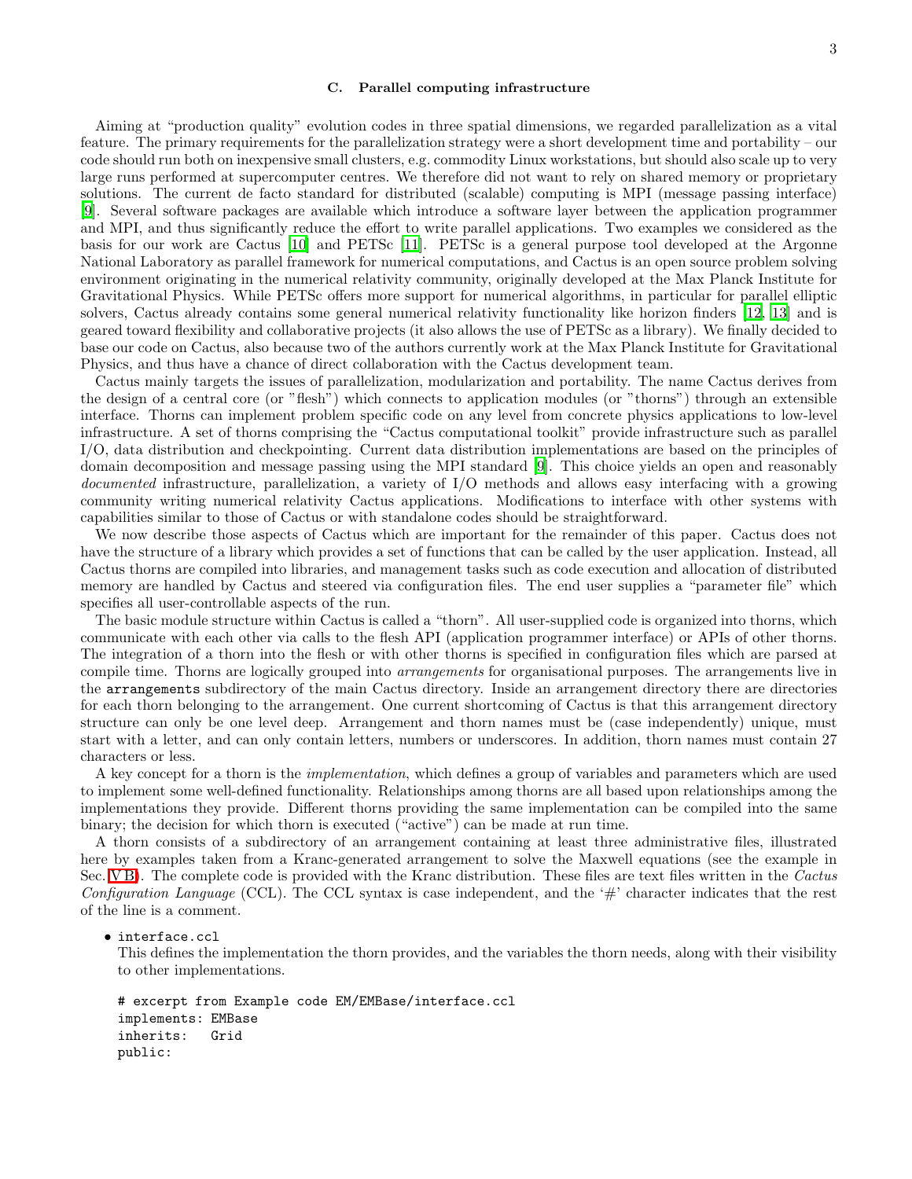### C. Parallel computing infrastructure

Aiming at "production quality" evolution codes in three spatial dimensions, we regarded parallelization as a vital feature. The primary requirements for the parallelization strategy were a short development time and portability – our code should run both on inexpensive small clusters, e.g. commodity Linux workstations, but should also scale up to very large runs performed at supercomputer centres. We therefore did not want to rely on shared memory or proprietary solutions. The current de facto standard for distributed (scalable) computing is MPI (message passing interface) [9]. Several software packages are available which introduce a software layer between the application programmer and MPI, and thus significantly reduce the effort to write parallel applications. Two examples we considered as the basis for our work are Cactus [10] and PETSc [11]. PETSc is a general purpose tool developed at the Argonne National Laboratory as parallel framework for numerical computations, and Cactus is an open source problem solving environment originating in the numerical relativity community, originally developed at the Max Planck Institute for Gravitational Physics. While PETSc offers more support for numerical algorithms, in particular for parallel elliptic solvers, Cactus already contains some general numerical relativity functionality like horizon finders [12, 13] and is geared toward flexibility and collaborative projects (it also allows the use of PETSc as a library). We finally decided to base our code on Cactus, also because two of the authors currently work at the Max Planck Institute for Gravitational Physics, and thus have a chance of direct collaboration with the Cactus development team.

Cactus mainly targets the issues of parallelization, modularization and portability. The name Cactus derives from the design of a central core (or "flesh") which connects to application modules (or "thorns") through an extensible interface. Thorns can implement problem specific code on any level from concrete physics applications to low-level infrastructure. A set of thorns comprising the "Cactus computational toolkit" provide infrastructure such as parallel I/O, data distribution and checkpointing. Current data distribution implementations are based on the principles of domain decomposition and message passing using the MPI standard [9]. This choice yields an open and reasonably *documented* infrastructure, parallelization, a variety of I/O methods and allows easy interfacing with a growing community writing numerical relativity Cactus applications. Modifications to interface with other systems with capabilities similar to those of Cactus or with standalone codes should be straightforward.

We now describe those aspects of Cactus which are important for the remainder of this paper. Cactus does not have the structure of a library which provides a set of functions that can be called by the user application. Instead, all Cactus thorns are compiled into libraries, and management tasks such as code execution and allocation of distributed memory are handled by Cactus and steered via configuration files. The end user supplies a "parameter file" which specifies all user-controllable aspects of the run.

The basic module structure within Cactus is called a "thorn". All user-supplied code is organized into thorns, which communicate with each other via calls to the flesh API (application programmer interface) or APIs of other thorns. The integration of a thorn into the flesh or with other thorns is specified in configuration files which are parsed at compile time. Thorns are logically grouped into *arrangements* for organisational purposes. The arrangements live in the `arrangements` subdirectory of the main Cactus directory. Inside an arrangement directory there are directories for each thorn belonging to the arrangement. One current shortcoming of Cactus is that this arrangement directory structure can only be one level deep. Arrangement and thorn names must be (case independently) unique, must start with a letter, and can only contain letters, numbers or underscores. In addition, thorn names must contain 27 characters or less.

A key concept for a thorn is the *implementation*, which defines a group of variables and parameters which are used to implement some well-defined functionality. Relationships among thorns are all based upon relationships among the implementations they provide. Different thorns providing the same implementation can be compiled into the same binary; the decision for which thorn is executed ("active") can be made at run time.

A thorn consists of a subdirectory of an arrangement containing at least three administrative files, illustrated here by examples taken from a Kranc-generated arrangement to solve the Maxwell equations (see the example in Sec. V B). The complete code is provided with the Kranc distribution. These files are text files written in the *Cactus Configuration Language* (CCL). The CCL syntax is case independent, and the '#' character indicates that the rest of the line is a comment.

- `interface.ccl`
  This defines the implementation the thorn provides, and the variables the thorn needs, along with their visibility to other implementations.

```
# excerpt from Example code EM/EMBase/interface.ccl
implements: EMBase
inherits:   Grid
public:
```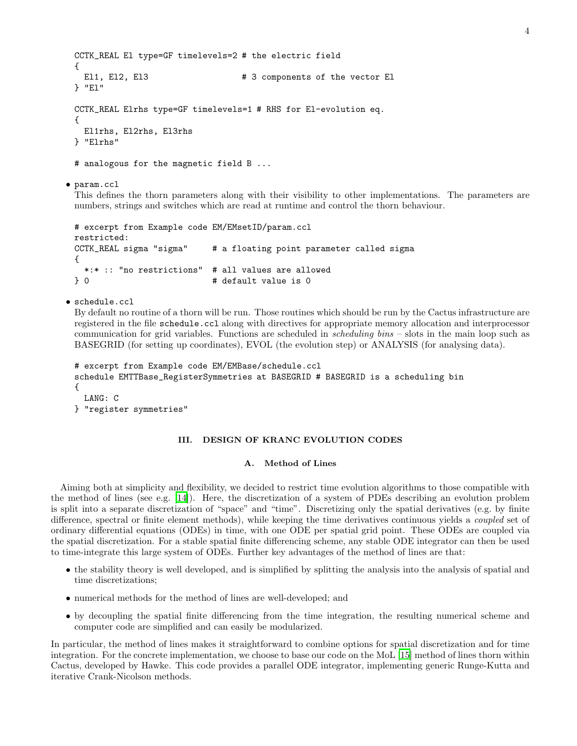```
CCTK_REAL El type=GF timelevels=2 # the electric field
{
  El1, El2, El3                  # 3 components of the vector El
} "El"

CCTK_REAL Elrhs type=GF timelevels=1 # RHS for El-evolution eq.
{
  El1rhs, El2rhs, El3rhs
} "Elrhs"

# analogous for the magnetic field B ...
```

- `param.ccl`
  This defines the thorn parameters along with their visibility to other implementations. The parameters are numbers, strings and switches which are read at runtime and control the thorn behaviour.

```
# excerpt from Example code EM/EMsetID/param.ccl
restricted:
CCTK_REAL sigma "sigma"     # a floating point parameter called sigma
{
  *:* :: "no restrictions"  # all values are allowed
} 0                         # default value is 0
```

- `schedule.ccl`
  By default no routine of a thorn will be run. Those routines which should be run by the Cactus infrastructure are registered in the file `schedule.ccl` along with directives for appropriate memory allocation and interprocessor communication for grid variables. Functions are scheduled in *scheduling bins* – slots in the main loop such as BASEGRID (for setting up coordinates), EVOL (the evolution step) or ANALYSIS (for analysing data).

```
# excerpt from Example code EM/EMBase/schedule.ccl
schedule EMTTBase_RegisterSymmetries at BASEGRID # BASEGRID is a scheduling bin
{
  LANG: C
} "register symmetries"
```

## III. DESIGN OF KRANC EVOLUTION CODES

### A. Method of Lines

Aiming both at simplicity and flexibility, we decided to restrict time evolution algorithms to those compatible with the method of lines (see e.g. [14]). Here, the discretization of a system of PDEs describing an evolution problem is split into a separate discretization of "space" and "time". Discretizing only the spatial derivatives (e.g. by finite difference, spectral or finite element methods), while keeping the time derivatives continuous yields a *coupled* set of ordinary differential equations (ODEs) in time, with one ODE per spatial grid point. These ODEs are coupled via the spatial discretization. For a stable spatial finite differencing scheme, any stable ODE integrator can then be used to time-integrate this large system of ODEs. Further key advantages of the method of lines are that:

- the stability theory is well developed, and is simplified by splitting the analysis into the analysis of spatial and time discretizations;
- numerical methods for the method of lines are well-developed; and
- by decoupling the spatial finite differencing from the time integration, the resulting numerical scheme and computer code are simplified and can easily be modularized.

In particular, the method of lines makes it straightforward to combine options for spatial discretization and for time integration. For the concrete implementation, we choose to base our code on the MoL [15] method of lines thorn within Cactus, developed by Hawke. This code provides a parallel ODE integrator, implementing generic Runge-Kutta and iterative Crank-Nicolson methods.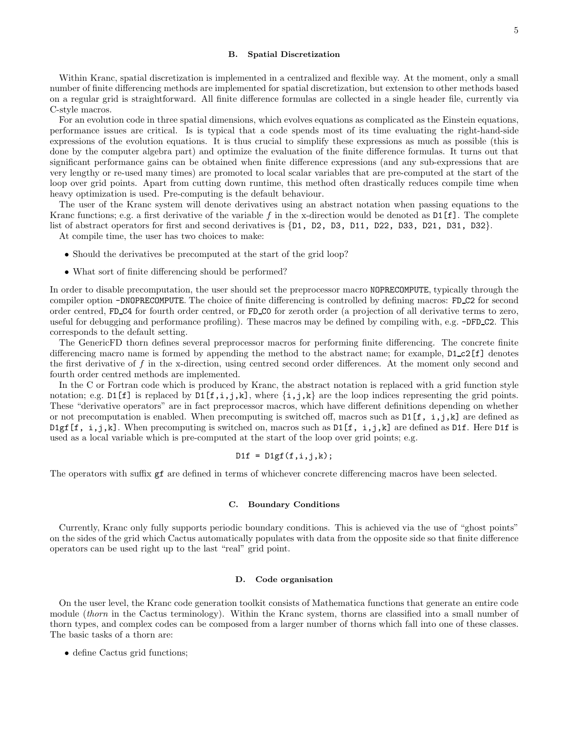### B. Spatial Discretization

Within Kranc, spatial discretization is implemented in a centralized and flexible way. At the moment, only a small number of finite differencing methods are implemented for spatial discretization, but extension to other methods based on a regular grid is straightforward. All finite difference formulas are collected in a single header file, currently via C-style macros.

For an evolution code in three spatial dimensions, which evolves equations as complicated as the Einstein equations, performance issues are critical. Is is typical that a code spends most of its time evaluating the right-hand-side expressions of the evolution equations. It is thus crucial to simplify these expressions as much as possible (this is done by the computer algebra part) and optimize the evaluation of the finite difference formulas. It turns out that significant performance gains can be obtained when finite difference expressions (and any sub-expressions that are very lengthy or re-used many times) are promoted to local scalar variables that are pre-computed at the start of the loop over grid points. Apart from cutting down runtime, this method often drastically reduces compile time when heavy optimization is used. Pre-computing is the default behaviour.

The user of the Kranc system will denote derivatives using an abstract notation when passing equations to the Kranc functions; e.g. a first derivative of the variable $f$ in the x-direction would be denoted as `D1[f]`. The complete list of abstract operators for first and second derivatives is {`D1, D2, D3, D11, D22, D33, D21, D31, D32`}.

At compile time, the user has two choices to make:

- Should the derivatives be precomputed at the start of the grid loop?
- What sort of finite differencing should be performed?

In order to disable precomputation, the user should set the preprocessor macro `NOPRECOMPUTE`, typically through the compiler option `-DNOPRECOMPUTE`. The choice of finite differencing is controlled by defining macros: `FD_C2` for second order centred, `FD_C4` for fourth order centred, or `FD_C0` for zeroth order (a projection of all derivative terms to zero, useful for debugging and performance profiling). These macros may be defined by compiling with, e.g. `-DFD_C2`. This corresponds to the default setting.

The GenericFD thorn defines several preprocessor macros for performing finite differencing. The concrete finite differencing macro name is formed by appending the method to the abstract name; for example, `D1_c2[f]` denotes the first derivative of $f$ in the x-direction, using centred second order differences. At the moment only second and fourth order centred methods are implemented.

In the C or Fortran code which is produced by Kranc, the abstract notation is replaced with a grid function style notation; e.g. `D1[f]` is replaced by `D1[f,i,j,k]`, where {`i,j,k`} are the loop indices representing the grid points. These "derivative operators" are in fact preprocessor macros, which have different definitions depending on whether or not precomputation is enabled. When precomputing is switched off, macros such as `D1[f, i,j,k]` are defined as `D1gf[f, i,j,k]`. When precomputing is switched on, macros such as `D1[f, i,j,k]` are defined as `D1f`. Here `D1f` is used as a local variable which is pre-computed at the start of the loop over grid points; e.g.

```
D1f = D1gf(f,i,j,k);
```

The operators with suffix `gf` are defined in terms of whichever concrete differencing macros have been selected.

### C. Boundary Conditions

Currently, Kranc only fully supports periodic boundary conditions. This is achieved via the use of "ghost points" on the sides of the grid which Cactus automatically populates with data from the opposite side so that finite difference operators can be used right up to the last "real" grid point.

### D. Code organisation

On the user level, the Kranc code generation toolkit consists of Mathematica functions that generate an entire code module (*thorn* in the Cactus terminology). Within the Kranc system, thorns are classified into a small number of thorn types, and complex codes can be composed from a larger number of thorns which fall into one of these classes. The basic tasks of a thorn are:

- define Cactus grid functions;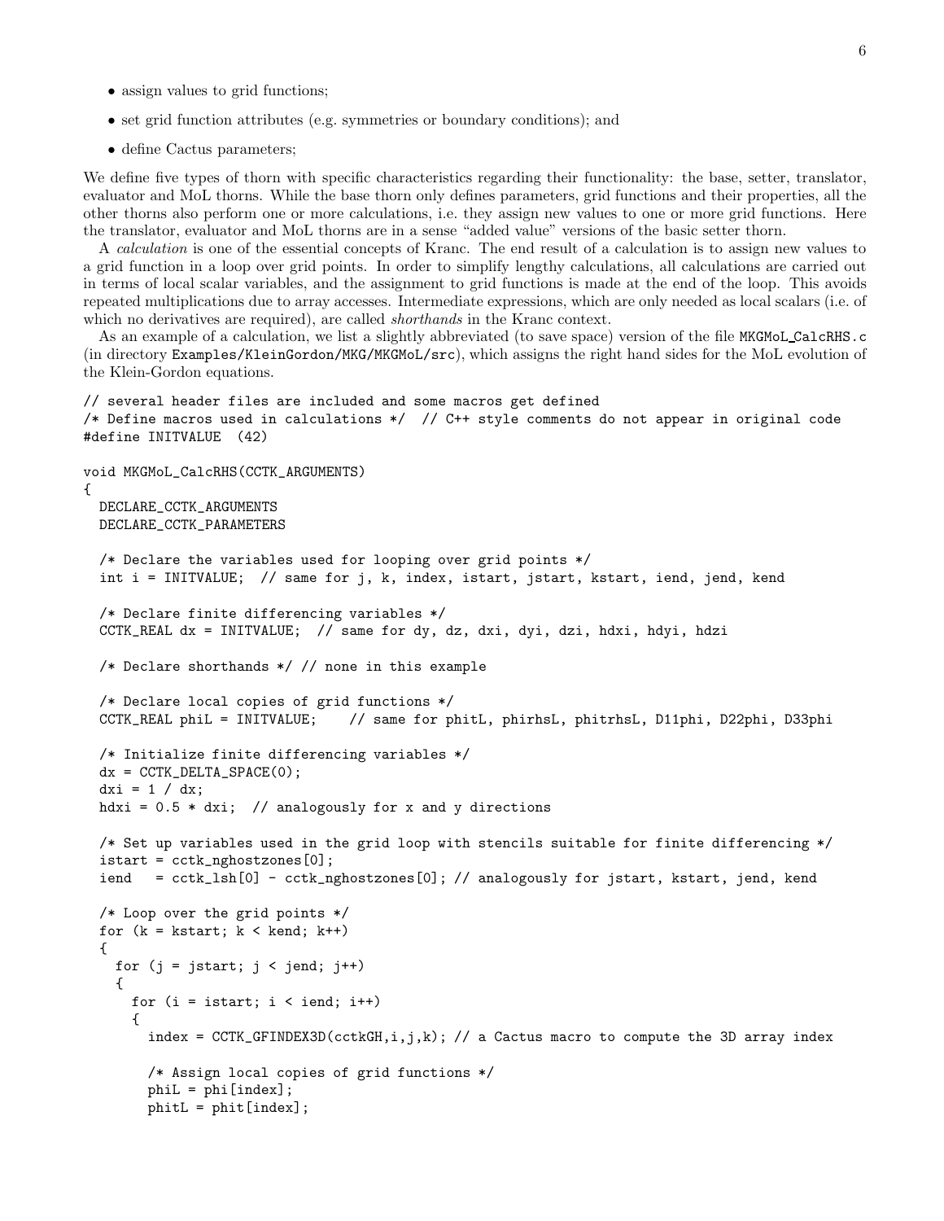- assign values to grid functions;
- set grid function attributes (e.g. symmetries or boundary conditions); and
- define Cactus parameters;

We define five types of thorn with specific characteristics regarding their functionality: the base, setter, translator, evaluator and MoL thorns. While the base thorn only defines parameters, grid functions and their properties, all the other thorns also perform one or more calculations, i.e. they assign new values to one or more grid functions. Here the translator, evaluator and MoL thorns are in a sense "added value" versions of the basic setter thorn.

A *calculation* is one of the essential concepts of Kranc. The end result of a calculation is to assign new values to a grid function in a loop over grid points. In order to simplify lengthy calculations, all calculations are carried out in terms of local scalar variables, and the assignment to grid functions is made at the end of the loop. This avoids repeated multiplications due to array accesses. Intermediate expressions, which are only needed as local scalars (i.e. of which no derivatives are required), are called *shorthands* in the Kranc context.

As an example of a calculation, we list a slightly abbreviated (to save space) version of the file `MKGMoL_CalcRHS.c` (in directory `Examples/KleinGordon/MKG/MKGMoL/src`), which assigns the right hand sides for the MoL evolution of the Klein-Gordon equations.

```
// several header files are included and some macros get defined
/* Define macros used in calculations */  // C++ style comments do not appear in original code
#define INITVALUE  (42)

void MKGMoL_CalcRHS(CCTK_ARGUMENTS)
{
  DECLARE_CCTK_ARGUMENTS
  DECLARE_CCTK_PARAMETERS

  /* Declare the variables used for looping over grid points */
  int i = INITVALUE;  // same for j, k, index, istart, jstart, kstart, iend, jend, kend

  /* Declare finite differencing variables */
  CCTK_REAL dx = INITVALUE;  // same for dy, dz, dxi, dyi, dzi, hdxi, hdyi, hdzi

  /* Declare shorthands */ // none in this example

  /* Declare local copies of grid functions */
  CCTK_REAL phiL = INITVALUE;    // same for phitL, phirhsL, phitrhsL, D11phi, D22phi, D33phi

  /* Initialize finite differencing variables */
  dx = CCTK_DELTA_SPACE(0);
  dxi = 1 / dx;
  hdxi = 0.5 * dxi;  // analogously for x and y directions

  /* Set up variables used in the grid loop with stencils suitable for finite differencing */
  istart = cctk_nghostzones[0];
  iend   = cctk_lsh[0] - cctk_nghostzones[0]; // analogously for jstart, kstart, jend, kend

  /* Loop over the grid points */
  for (k = kstart; k < kend; k++)
  {
    for (j = jstart; j < jend; j++)
    {
      for (i = istart; i < iend; i++)
      {
        index = CCTK_GFINDEX3D(cctkGH,i,j,k); // a Cactus macro to compute the 3D array index

        /* Assign local copies of grid functions */
        phiL = phi[index];
        phitL = phit[index];
```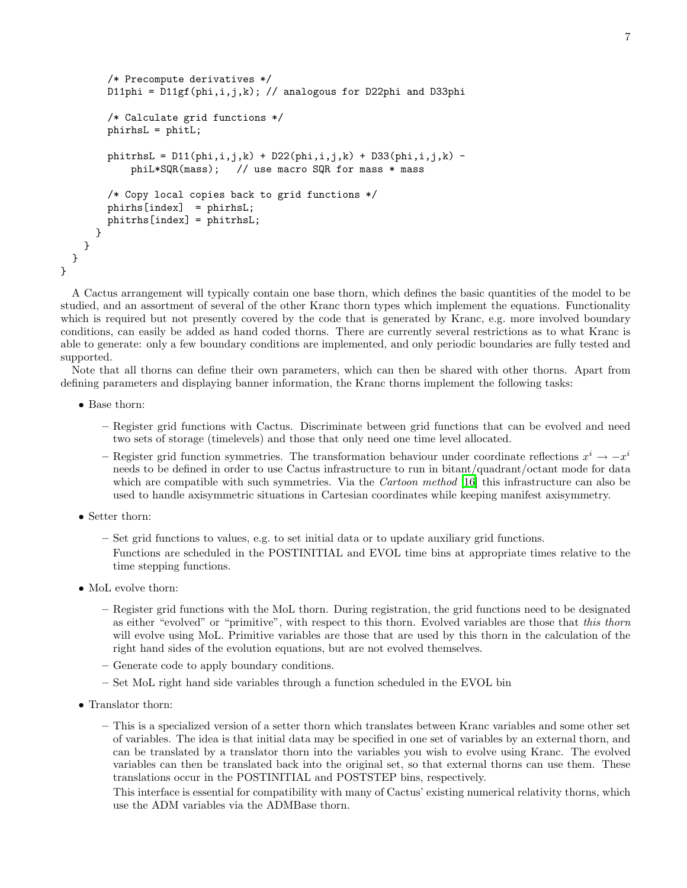```
        /* Precompute derivatives */
        D11phi = D11gf(phi,i,j,k); // analogous for D22phi and D33phi

        /* Calculate grid functions */
        phirhsL = phitL;

        phitrhsL = D11(phi,i,j,k) + D22(phi,i,j,k) + D33(phi,i,j,k) -
            phiL*SQR(mass);   // use macro SQR for mass * mass

        /* Copy local copies back to grid functions */
        phirhs[index]  = phirhsL;
        phitrhs[index] = phitrhsL;
      }
    }
  }
}
```

A Cactus arrangement will typically contain one base thorn, which defines the basic quantities of the model to be studied, and an assortment of several of the other Kranc thorn types which implement the equations. Functionality which is required but not presently covered by the code that is generated by Kranc, e.g. more involved boundary conditions, can easily be added as hand coded thorns. There are currently several restrictions as to what Kranc is able to generate: only a few boundary conditions are implemented, and only periodic boundaries are fully tested and supported.

Note that all thorns can define their own parameters, which can then be shared with other thorns. Apart from defining parameters and displaying banner information, the Kranc thorns implement the following tasks:

- Base thorn:
  - Register grid functions with Cactus. Discriminate between grid functions that can be evolved and need two sets of storage (timelevels) and those that only need one time level allocated.
  - Register grid function symmetries. The transformation behaviour under coordinate reflections $x^i \to -x^i$ needs to be defined in order to use Cactus infrastructure to run in bitant/quadrant/octant mode for data which are compatible with such symmetries. Via the *Cartoon method* [16] this infrastructure can also be used to handle axisymmetric situations in Cartesian coordinates while keeping manifest axisymmetry.
- Setter thorn:
  - Set grid functions to values, e.g. to set initial data or to update auxiliary grid functions.

    Functions are scheduled in the POSTINITIAL and EVOL time bins at appropriate times relative to the time stepping functions.
- MoL evolve thorn:
  - Register grid functions with the MoL thorn. During registration, the grid functions need to be designated as either "evolved" or "primitive", with respect to this thorn. Evolved variables are those that *this thorn* will evolve using MoL. Primitive variables are those that are used by this thorn in the calculation of the right hand sides of the evolution equations, but are not evolved themselves.
  - Generate code to apply boundary conditions.
  - Set MoL right hand side variables through a function scheduled in the EVOL bin
- Translator thorn:
  - This is a specialized version of a setter thorn which translates between Kranc variables and some other set of variables. The idea is that initial data may be specified in one set of variables by an external thorn, and can be translated by a translator thorn into the variables you wish to evolve using Kranc. The evolved variables can then be translated back into the original set, so that external thorns can use them. These translations occur in the POSTINITIAL and POSTSTEP bins, respectively.

    This interface is essential for compatibility with many of Cactus' existing numerical relativity thorns, which use the ADM variables via the ADMBase thorn.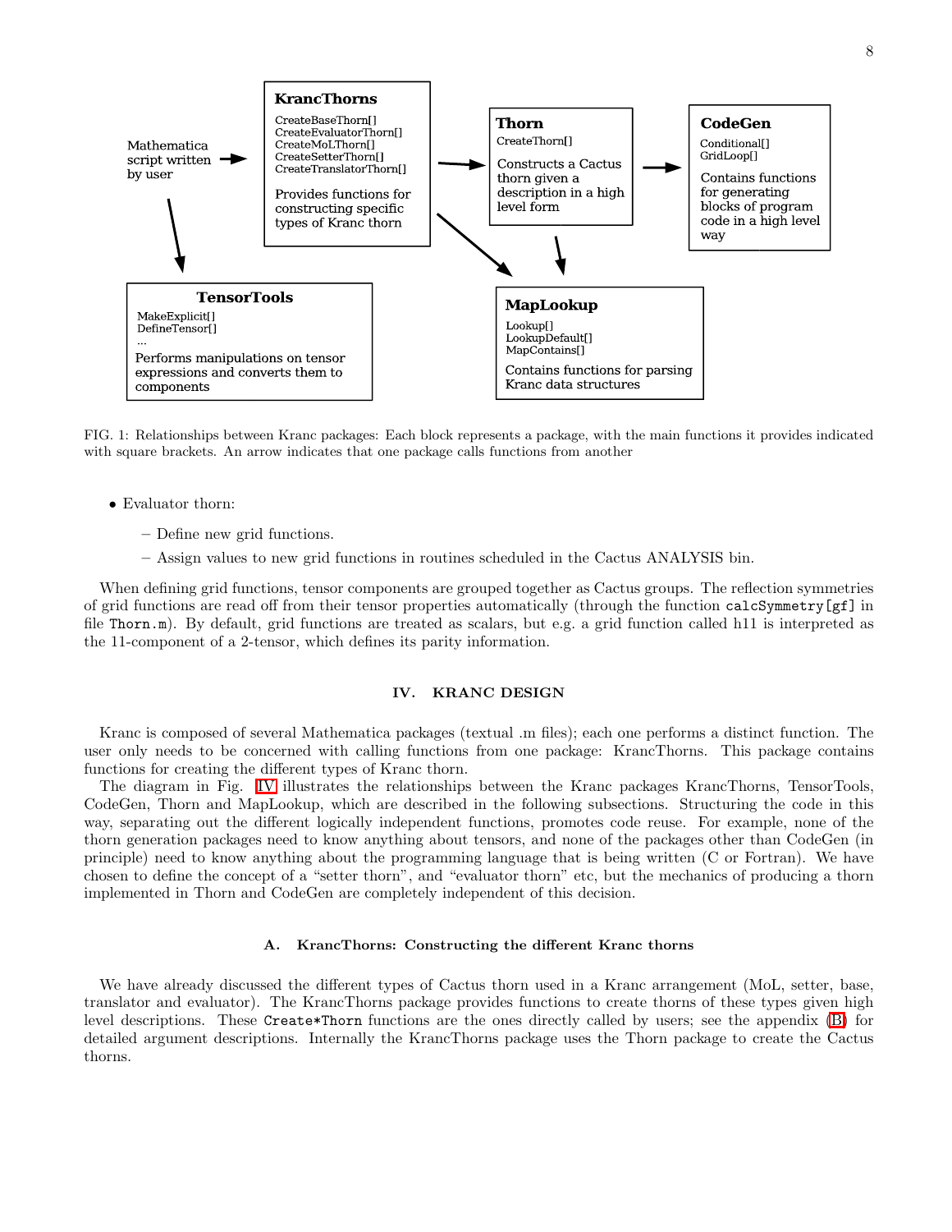FIG. 1: Relationships between Kranc packages: Each block represents a package, with the main functions it provides indicated with square brackets. An arrow indicates that one package calls functions from another

- Evaluator thorn:
  - Define new grid functions.
  - Assign values to new grid functions in routines scheduled in the Cactus ANALYSIS bin.

When defining grid functions, tensor components are grouped together as Cactus groups. The reflection symmetries of grid functions are read off from their tensor properties automatically (through the function `calcSymmetry[gf]` in file `Thorn.m`). By default, grid functions are treated as scalars, but e.g. a grid function called h11 is interpreted as the 11-component of a 2-tensor, which defines its parity information.

## IV. KRANC DESIGN

Kranc is composed of several Mathematica packages (textual .m files); each one performs a distinct function. The user only needs to be concerned with calling functions from one package: KrancThorns. This package contains functions for creating the different types of Kranc thorn.

The diagram in Fig. IV illustrates the relationships between the Kranc packages KrancThorns, TensorTools, CodeGen, Thorn and MapLookup, which are described in the following subsections. Structuring the code in this way, separating out the different logically independent functions, promotes code reuse. For example, none of the thorn generation packages need to know anything about tensors, and none of the packages other than CodeGen (in principle) need to know anything about the programming language that is being written (C or Fortran). We have chosen to define the concept of a "setter thorn", and "evaluator thorn" etc, but the mechanics of producing a thorn implemented in Thorn and CodeGen are completely independent of this decision.

### A. KrancThorns: Constructing the different Kranc thorns

We have already discussed the different types of Cactus thorn used in a Kranc arrangement (MoL, setter, base, translator and evaluator). The KrancThorns package provides functions to create thorns of these types given high level descriptions. These `Create*Thorn` functions are the ones directly called by users; see the appendix (B) for detailed argument descriptions. Internally the KrancThorns package uses the Thorn package to create the Cactus thorns.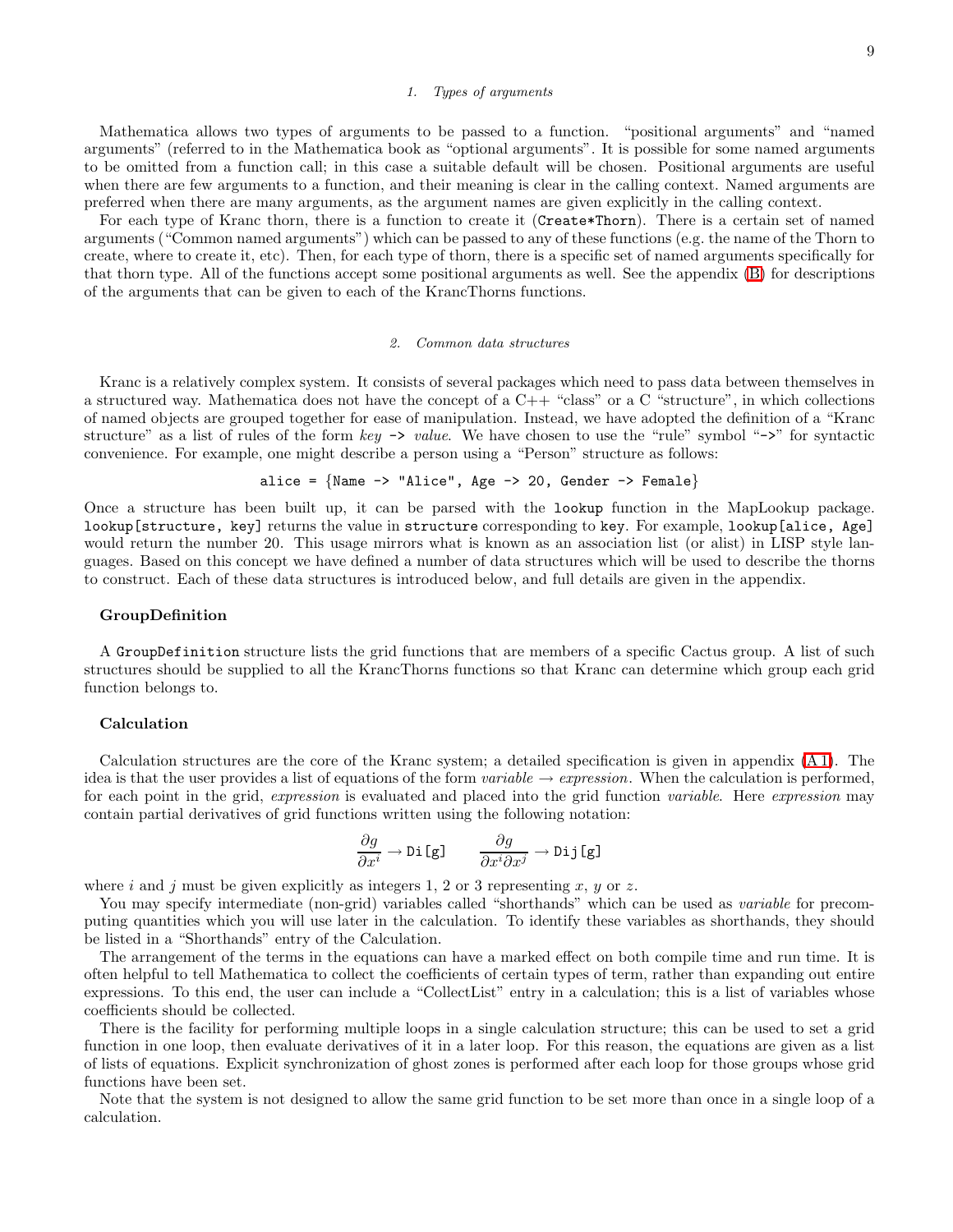### 1. Types of arguments

Mathematica allows two types of arguments to be passed to a function. "positional arguments" and "named arguments" (referred to in the Mathematica book as "optional arguments". It is possible for some named arguments to be omitted from a function call; in this case a suitable default will be chosen. Positional arguments are useful when there are few arguments to a function, and their meaning is clear in the calling context. Named arguments are preferred when there are many arguments, as the argument names are given explicitly in the calling context.

For each type of Kranc thorn, there is a function to create it (`Create*Thorn`). There is a certain set of named arguments ("Common named arguments") which can be passed to any of these functions (e.g. the name of the Thorn to create, where to create it, etc). Then, for each type of thorn, there is a specific set of named arguments specifically for that thorn type. All of the functions accept some positional arguments as well. See the appendix (B) for descriptions of the arguments that can be given to each of the KrancThorns functions.

### 2. Common data structures

Kranc is a relatively complex system. It consists of several packages which need to pass data between themselves in a structured way. Mathematica does not have the concept of a C++ "class" or a C "structure", in which collections of named objects are grouped together for ease of manipulation. Instead, we have adopted the definition of a "Kranc structure" as a list of rules of the form *key* `->` *value*. We have chosen to use the "rule" symbol "`->`" for syntactic convenience. For example, one might describe a person using a "Person" structure as follows:

```
alice = {Name -> "Alice", Age -> 20, Gender -> Female}
```

Once a structure has been built up, it can be parsed with the `lookup` function in the MapLookup package. `lookup[structure, key]` returns the value in `structure` corresponding to `key`. For example, `lookup[alice, Age]` would return the number 20. This usage mirrors what is known as an association list (or alist) in LISP style languages. Based on this concept we have defined a number of data structures which will be used to describe the thorns to construct. Each of these data structures is introduced below, and full details are given in the appendix.

#### GroupDefinition

A `GroupDefinition` structure lists the grid functions that are members of a specific Cactus group. A list of such structures should be supplied to all the KrancThorns functions so that Kranc can determine which group each grid function belongs to.

#### Calculation

Calculation structures are the core of the Kranc system; a detailed specification is given in appendix (A 1). The idea is that the user provides a list of equations of the form *variable* → *expression*. When the calculation is performed, for each point in the grid, *expression* is evaluated and placed into the grid function *variable*. Here *expression* may contain partial derivatives of grid functions written using the following notation:

$$\frac{\partial g}{\partial x^i} \rightarrow \texttt{Di[g]} \qquad \frac{\partial g}{\partial x^i \partial x^j} \rightarrow \texttt{Dij[g]}$$

where $i$ and $j$ must be given explicitly as integers 1, 2 or 3 representing $x$, $y$ or $z$.

You may specify intermediate (non-grid) variables called "shorthands" which can be used as *variable* for precomputing quantities which you will use later in the calculation. To identify these variables as shorthands, they should be listed in a "Shorthands" entry of the Calculation.

The arrangement of the terms in the equations can have a marked effect on both compile time and run time. It is often helpful to tell Mathematica to collect the coefficients of certain types of term, rather than expanding out entire expressions. To this end, the user can include a "CollectList" entry in a calculation; this is a list of variables whose coefficients should be collected.

There is the facility for performing multiple loops in a single calculation structure; this can be used to set a grid function in one loop, then evaluate derivatives of it in a later loop. For this reason, the equations are given as a list of lists of equations. Explicit synchronization of ghost zones is performed after each loop for those groups whose grid functions have been set.

Note that the system is not designed to allow the same grid function to be set more than once in a single loop of a calculation.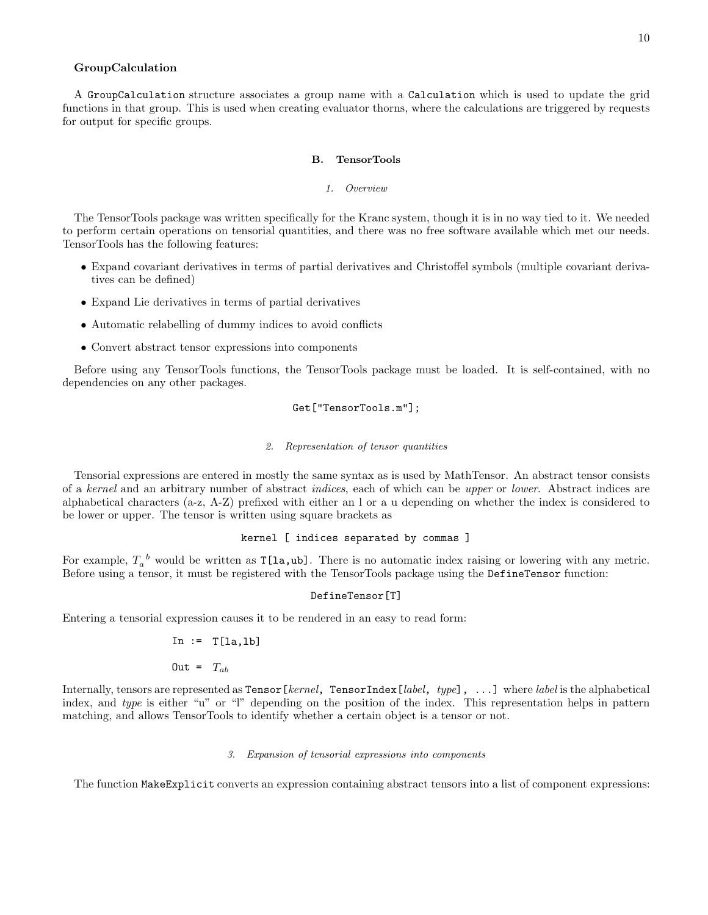**GroupCalculation**

A `GroupCalculation` structure associates a group name with a `Calculation` which is used to update the grid functions in that group. This is used when creating evaluator thorns, where the calculations are triggered by requests for output for specific groups.

## B. TensorTools

### *1. Overview*

The TensorTools package was written specifically for the Kranc system, though it is in no way tied to it. We needed to perform certain operations on tensorial quantities, and there was no free software available which met our needs. TensorTools has the following features:

- Expand covariant derivatives in terms of partial derivatives and Christoffel symbols (multiple covariant derivatives can be defined)
- Expand Lie derivatives in terms of partial derivatives
- Automatic relabelling of dummy indices to avoid conflicts
- Convert abstract tensor expressions into components

Before using any TensorTools functions, the TensorTools package must be loaded. It is self-contained, with no dependencies on any other packages.

```
Get["TensorTools.m"];
```

### *2. Representation of tensor quantities*

Tensorial expressions are entered in mostly the same syntax as is used by MathTensor. An abstract tensor consists of a *kernel* and an arbitrary number of abstract *indices*, each of which can be *upper* or *lower*. Abstract indices are alphabetical characters (a-z, A-Z) prefixed with either an l or a u depending on whether the index is considered to be lower or upper. The tensor is written using square brackets as

```
kernel [ indices separated by commas ]
```

For example, ${T_a}^b$ would be written as `T[la,ub]`. There is no automatic index raising or lowering with any metric. Before using a tensor, it must be registered with the TensorTools package using the `DefineTensor` function:

```
DefineTensor[T]
```

Entering a tensorial expression causes it to be rendered in an easy to read form:

```
In :=  T[la,lb]
```

`Out =` $T_{ab}$

Internally, tensors are represented as `Tensor[`*kernel*`, TensorIndex[`*label*`,` *type*`], ...]` where *label* is the alphabetical index, and *type* is either "u" or "l" depending on the position of the index. This representation helps in pattern matching, and allows TensorTools to identify whether a certain object is a tensor or not.

### *3. Expansion of tensorial expressions into components*

The function `MakeExplicit` converts an expression containing abstract tensors into a list of component expressions: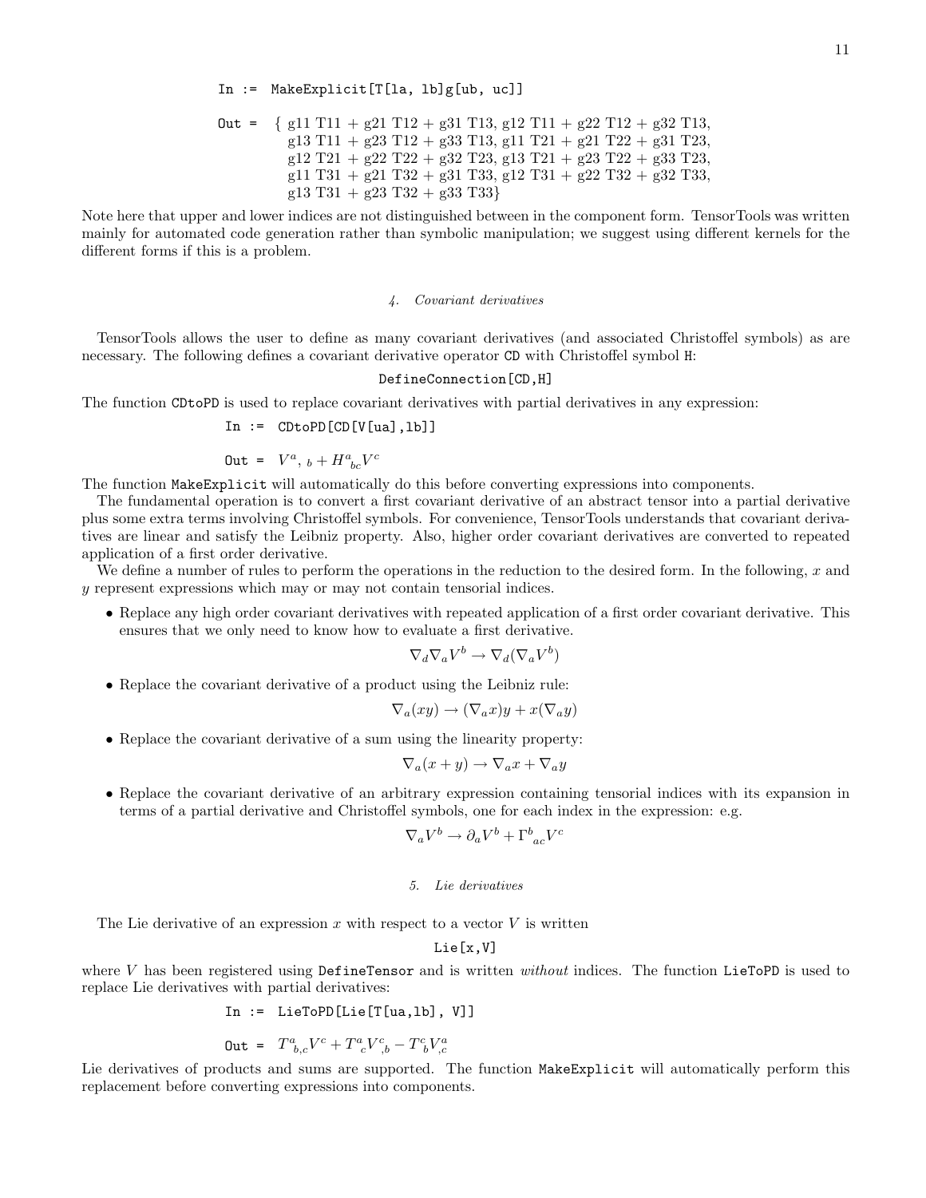```
In :=  MakeExplicit[T[la, lb]g[ub, uc]]

Out =  { g11 T11 + g21 T12 + g31 T13, g12 T11 + g22 T12 + g32 T13,
         g13 T11 + g23 T12 + g33 T13, g11 T21 + g21 T22 + g31 T23,
         g12 T21 + g22 T22 + g32 T23, g13 T21 + g23 T22 + g33 T23,
         g11 T31 + g21 T32 + g31 T33, g12 T31 + g22 T32 + g32 T33,
         g13 T31 + g23 T32 + g33 T33}
```

Note here that upper and lower indices are not distinguished between in the component form. TensorTools was written mainly for automated code generation rather than symbolic manipulation; we suggest using different kernels for the different forms if this is a problem.

#### *4. Covariant derivatives*

TensorTools allows the user to define as many covariant derivatives (and associated Christoffel symbols) as are necessary. The following defines a covariant derivative operator `CD` with Christoffel symbol `H`:

```
DefineConnection[CD,H]
```

The function `CDtoPD` is used to replace covariant derivatives with partial derivatives in any expression:

```
In :=  CDtoPD[CD[V[ua],lb]]
```

`Out =` $V^{a}{}_{,\,b} + H^{a}{}_{bc} V^{c}$

The function `MakeExplicit` will automatically do this before converting expressions into components.

The fundamental operation is to convert a first covariant derivative of an abstract tensor into a partial derivative plus some extra terms involving Christoffel symbols. For convenience, TensorTools understands that covariant derivatives are linear and satisfy the Leibniz property. Also, higher order covariant derivatives are converted to repeated application of a first order derivative.

We define a number of rules to perform the operations in the reduction to the desired form. In the following, $x$ and $y$ represent expressions which may or may not contain tensorial indices.

- Replace any high order covariant derivatives with repeated application of a first order covariant derivative. This ensures that we only need to know how to evaluate a first derivative.
$$\nabla_d \nabla_a V^b \rightarrow \nabla_d(\nabla_a V^b)$$
- Replace the covariant derivative of a product using the Leibniz rule:
$$\nabla_a(xy) \rightarrow (\nabla_a x)y + x(\nabla_a y)$$
- Replace the covariant derivative of a sum using the linearity property:
$$\nabla_a(x+y) \rightarrow \nabla_a x + \nabla_a y$$
- Replace the covariant derivative of an arbitrary expression containing tensorial indices with its expansion in terms of a partial derivative and Christoffel symbols, one for each index in the expression: e.g.
$$\nabla_a V^b \rightarrow \partial_a V^b + \Gamma^{b}{}_{ac} V^c$$

#### *5. Lie derivatives*

The Lie derivative of an expression $x$ with respect to a vector $V$ is written

```
Lie[x,V]
```

where $V$ has been registered using `DefineTensor` and is written *without* indices. The function `LieToPD` is used to replace Lie derivatives with partial derivatives:

```
In :=  LieToPD[Lie[T[ua,lb], V]]
```

`Out =` $T^{a}{}_{b,c} V^c + T^{a}{}_{c} V^{c}{}_{,b} - T^{c}{}_{b} V^{a}_{,c}$

Lie derivatives of products and sums are supported. The function `MakeExplicit` will automatically perform this replacement before converting expressions into components.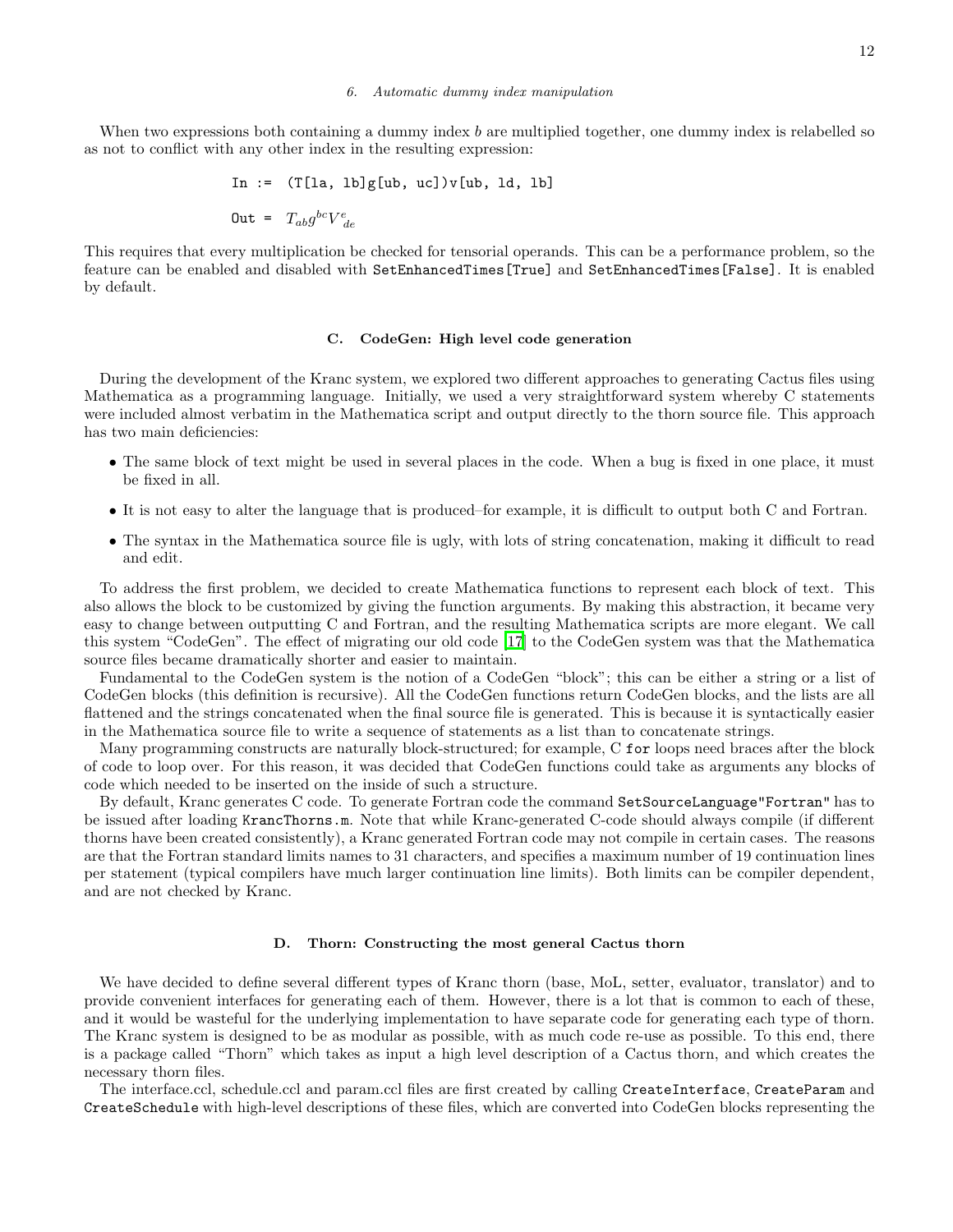### 6. Automatic dummy index manipulation

When two expressions both containing a dummy index $b$ are multiplied together, one dummy index is relabelled so as not to conflict with any other index in the resulting expression:

```
In :=  (T[la, lb]g[ub, uc])v[ub, ld, lb]
```

Out = $T_{ab}g^{bc}V^{e}{}_{de}$

This requires that every multiplication be checked for tensorial operands. This can be a performance problem, so the feature can be enabled and disabled with `SetEnhancedTimes[True]` and `SetEnhancedTimes[False]`. It is enabled by default.

## C. CodeGen: High level code generation

During the development of the Kranc system, we explored two different approaches to generating Cactus files using Mathematica as a programming language. Initially, we used a very straightforward system whereby C statements were included almost verbatim in the Mathematica script and output directly to the thorn source file. This approach has two main deficiencies:

- The same block of text might be used in several places in the code. When a bug is fixed in one place, it must be fixed in all.
- It is not easy to alter the language that is produced–for example, it is difficult to output both C and Fortran.
- The syntax in the Mathematica source file is ugly, with lots of string concatenation, making it difficult to read and edit.

To address the first problem, we decided to create Mathematica functions to represent each block of text. This also allows the block to be customized by giving the function arguments. By making this abstraction, it became very easy to change between outputting C and Fortran, and the resulting Mathematica scripts are more elegant. We call this system "CodeGen". The effect of migrating our old code [17] to the CodeGen system was that the Mathematica source files became dramatically shorter and easier to maintain.

Fundamental to the CodeGen system is the notion of a CodeGen "block"; this can be either a string or a list of CodeGen blocks (this definition is recursive). All the CodeGen functions return CodeGen blocks, and the lists are all flattened and the strings concatenated when the final source file is generated. This is because it is syntactically easier in the Mathematica source file to write a sequence of statements as a list than to concatenate strings.

Many programming constructs are naturally block-structured; for example, C `for` loops need braces after the block of code to loop over. For this reason, it was decided that CodeGen functions could take as arguments any blocks of code which needed to be inserted on the inside of such a structure.

By default, Kranc generates C code. To generate Fortran code the command `SetSourceLanguage"Fortran"` has to be issued after loading `KrancThorns.m`. Note that while Kranc-generated C-code should always compile (if different thorns have been created consistently), a Kranc generated Fortran code may not compile in certain cases. The reasons are that the Fortran standard limits names to 31 characters, and specifies a maximum number of 19 continuation lines per statement (typical compilers have much larger continuation line limits). Both limits can be compiler dependent, and are not checked by Kranc.

## D. Thorn: Constructing the most general Cactus thorn

We have decided to define several different types of Kranc thorn (base, MoL, setter, evaluator, translator) and to provide convenient interfaces for generating each of them. However, there is a lot that is common to each of these, and it would be wasteful for the underlying implementation to have separate code for generating each type of thorn. The Kranc system is designed to be as modular as possible, with as much code re-use as possible. To this end, there is a package called "Thorn" which takes as input a high level description of a Cactus thorn, and which creates the necessary thorn files.

The interface.ccl, schedule.ccl and param.ccl files are first created by calling `CreateInterface`, `CreateParam` and `CreateSchedule` with high-level descriptions of these files, which are converted into CodeGen blocks representing the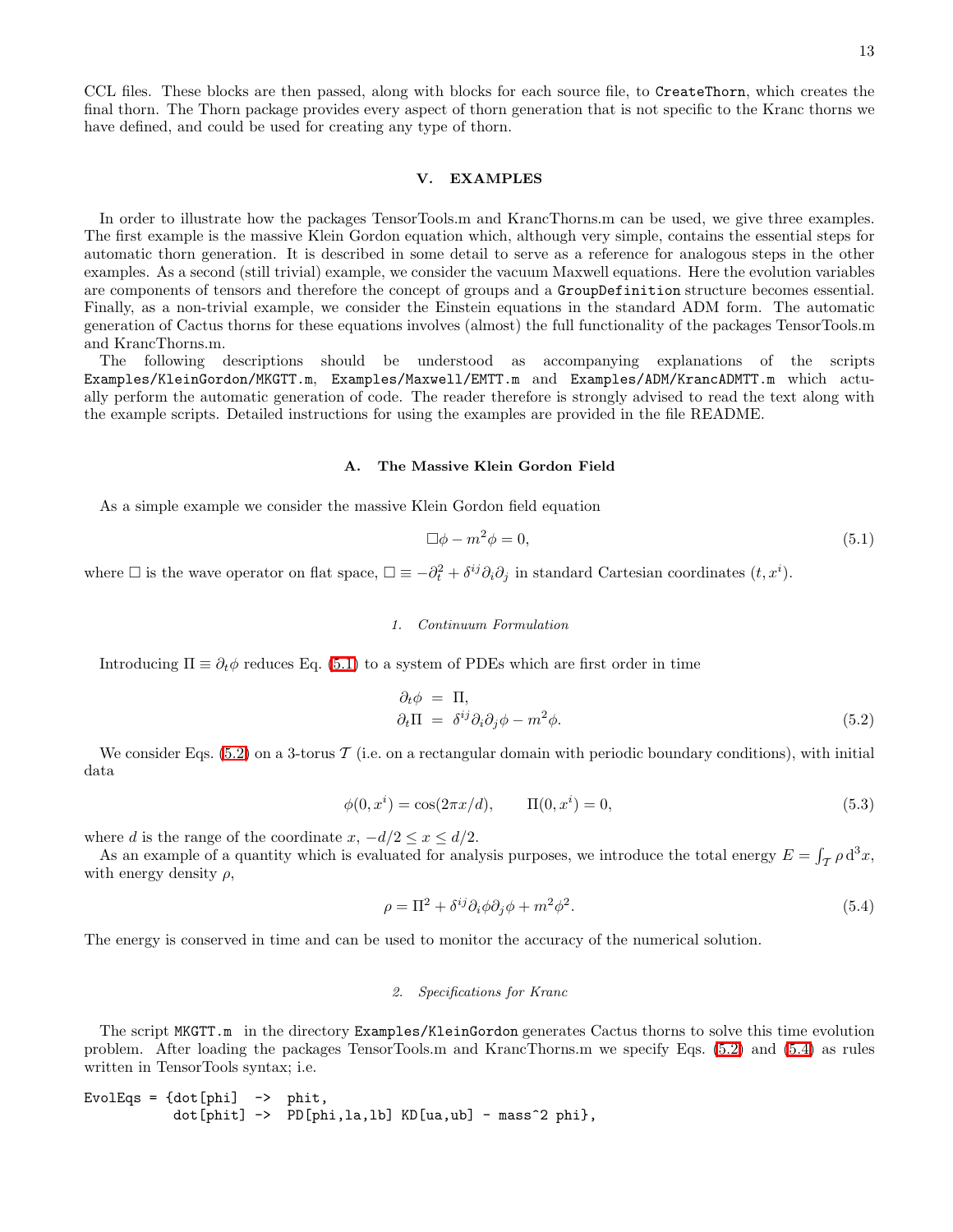CCL files. These blocks are then passed, along with blocks for each source file, to `CreateThorn`, which creates the final thorn. The Thorn package provides every aspect of thorn generation that is not specific to the Kranc thorns we have defined, and could be used for creating any type of thorn.

## V. EXAMPLES

In order to illustrate how the packages TensorTools.m and KrancThorns.m can be used, we give three examples. The first example is the massive Klein Gordon equation which, although very simple, contains the essential steps for automatic thorn generation. It is described in some detail to serve as a reference for analogous steps in the other examples. As a second (still trivial) example, we consider the vacuum Maxwell equations. Here the evolution variables are components of tensors and therefore the concept of groups and a `GroupDefinition` structure becomes essential. Finally, as a non-trivial example, we consider the Einstein equations in the standard ADM form. The automatic generation of Cactus thorns for these equations involves (almost) the full functionality of the packages TensorTools.m and KrancThorns.m.

The following descriptions should be understood as accompanying explanations of the scripts `Examples/KleinGordon/MKGTT.m`, `Examples/Maxwell/EMTT.m` and `Examples/ADM/KrancADMTT.m` which actually perform the automatic generation of code. The reader therefore is strongly advised to read the text along with the example scripts. Detailed instructions for using the examples are provided in the file README.

### A. The Massive Klein Gordon Field

As a simple example we consider the massive Klein Gordon field equation

$$\Box\phi - m^2\phi = 0, \tag{5.1}$$

where $\Box$ is the wave operator on flat space, $\Box \equiv -\partial_t^2 + \delta^{ij}\partial_i\partial_j$ in standard Cartesian coordinates $(t, x^i)$.

#### 1. Continuum Formulation

Introducing $\Pi \equiv \partial_t\phi$ reduces Eq. (5.1) to a system of PDEs which are first order in time

$$\begin{aligned} \partial_t\phi &= \Pi, \\ \partial_t\Pi &= \delta^{ij}\partial_i\partial_j\phi - m^2\phi. \end{aligned} \tag{5.2}$$

We consider Eqs. (5.2) on a 3-torus $\mathcal{T}$ (i.e. on a rectangular domain with periodic boundary conditions), with initial data

$$\phi(0, x^i) = \cos(2\pi x/d), \qquad \Pi(0, x^i) = 0, \tag{5.3}$$

where $d$ is the range of the coordinate $x$, $-d/2 \le x \le d/2$.

As an example of a quantity which is evaluated for analysis purposes, we introduce the total energy $E = \int_{\mathcal{T}} \rho \, \mathrm{d}^3x$, with energy density $\rho$,

$$\rho = \Pi^2 + \delta^{ij}\partial_i\phi\partial_j\phi + m^2\phi^2. \tag{5.4}$$

The energy is conserved in time and can be used to monitor the accuracy of the numerical solution.

#### 2. Specifications for Kranc

The script `MKGTT.m` in the directory `Examples/KleinGordon` generates Cactus thorns to solve this time evolution problem. After loading the packages TensorTools.m and KrancThorns.m we specify Eqs. (5.2) and (5.4) as rules written in TensorTools syntax; i.e.

```
EvolEqs = {dot[phi]  ->  phit,
           dot[phit] ->  PD[phi,la,lb] KD[ua,ub] - mass^2 phi},
```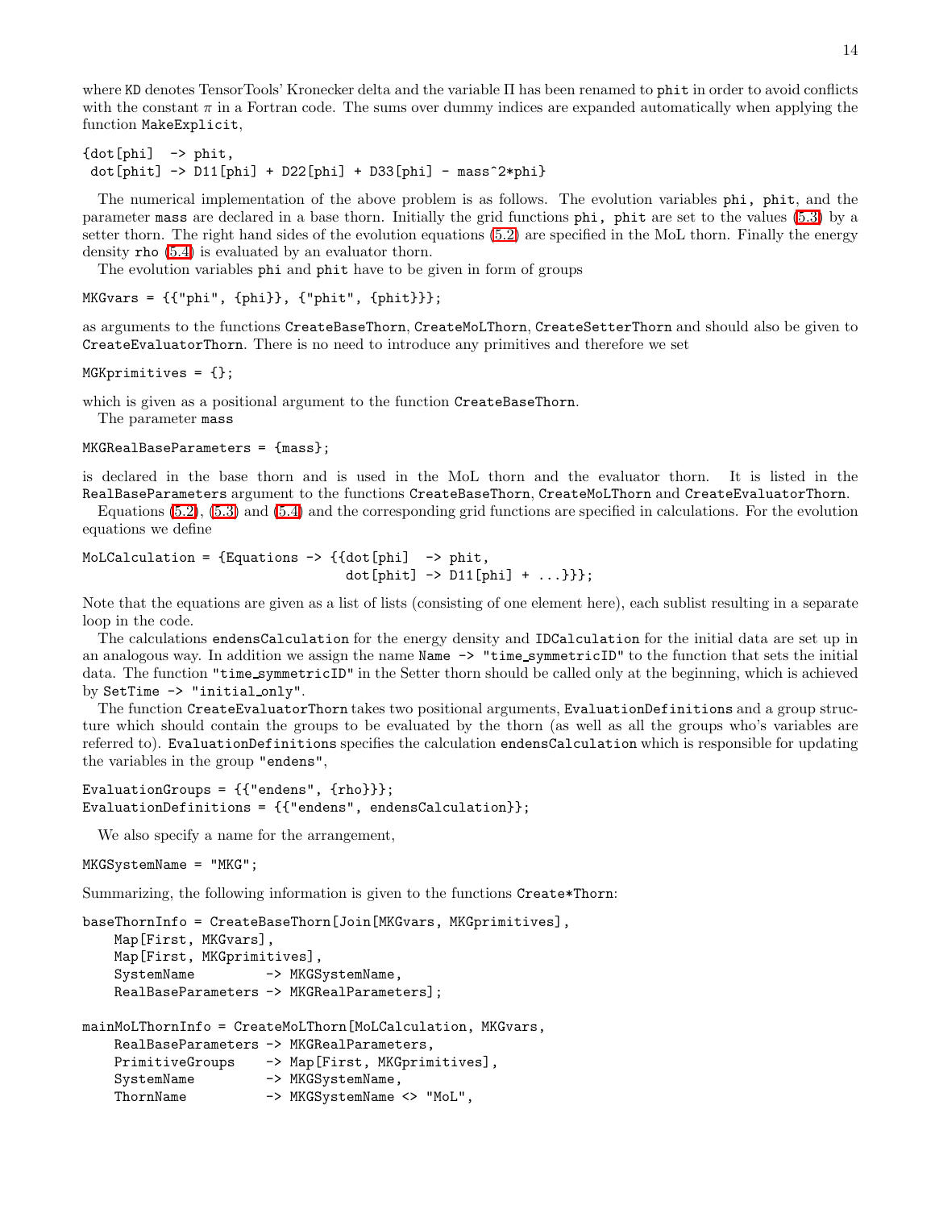where KD denotes TensorTools' Kronecker delta and the variable $\Pi$ has been renamed to phit in order to avoid conflicts with the constant $\pi$ in a Fortran code. The sums over dummy indices are expanded automatically when applying the function MakeExplicit,

```
{dot[phi]  -> phit,
 dot[phit] -> D11[phi] + D22[phi] + D33[phi] - mass^2*phi}
```

The numerical implementation of the above problem is as follows. The evolution variables phi, phit, and the parameter mass are declared in a base thorn. Initially the grid functions phi, phit are set to the values (5.3) by a setter thorn. The right hand sides of the evolution equations (5.2) are specified in the MoL thorn. Finally the energy density rho (5.4) is evaluated by an evaluator thorn.

The evolution variables phi and phit have to be given in form of groups

```
MKGvars = {{"phi", {phi}}, {"phit", {phit}}};
```

as arguments to the functions CreateBaseThorn, CreateMoLThorn, CreateSetterThorn and should also be given to CreateEvaluatorThorn. There is no need to introduce any primitives and therefore we set

```
MGKprimitives = {};
```

which is given as a positional argument to the function CreateBaseThorn.

The parameter mass

```
MKGRealBaseParameters = {mass};
```

is declared in the base thorn and is used in the MoL thorn and the evaluator thorn. It is listed in the RealBaseParameters argument to the functions CreateBaseThorn, CreateMoLThorn and CreateEvaluatorThorn.

Equations (5.2), (5.3) and (5.4) and the corresponding grid functions are specified in calculations. For the evolution equations we define

```
MoLCalculation = {Equations -> {{dot[phi]  -> phit,
                                dot[phit] -> D11[phi] + ...}}};
```

Note that the equations are given as a list of lists (consisting of one element here), each sublist resulting in a separate loop in the code.

The calculations endensCalculation for the energy density and IDCalculation for the initial data are set up in an analogous way. In addition we assign the name Name -> "time_symmetricID" to the function that sets the initial data. The function "time_symmetricID" in the Setter thorn should be called only at the beginning, which is achieved by SetTime -> "initial_only".

The function CreateEvaluatorThorn takes two positional arguments, EvaluationDefinitions and a group structure which should contain the groups to be evaluated by the thorn (as well as all the groups who's variables are referred to). EvaluationDefinitions specifies the calculation endensCalculation which is responsible for updating the variables in the group "endens",

```
EvaluationGroups = {{"endens", {rho}}};
EvaluationDefinitions = {{"endens", endensCalculation}};
```

We also specify a name for the arrangement,

```
MKGSystemName = "MKG";
```

Summarizing, the following information is given to the functions Create*Thorn:

```
baseThornInfo = CreateBaseThorn[Join[MKGvars, MKGprimitives],
    Map[First, MKGvars],
    Map[First, MKGprimitives],
    SystemName         -> MKGSystemName,
    RealBaseParameters -> MKGRealParameters];

mainMoLThornInfo = CreateMoLThorn[MoLCalculation, MKGvars,
    RealBaseParameters -> MKGRealParameters,
    PrimitiveGroups    -> Map[First, MKGprimitives],
    SystemName         -> MKGSystemName,
    ThornName          -> MKGSystemName <> "MoL",
```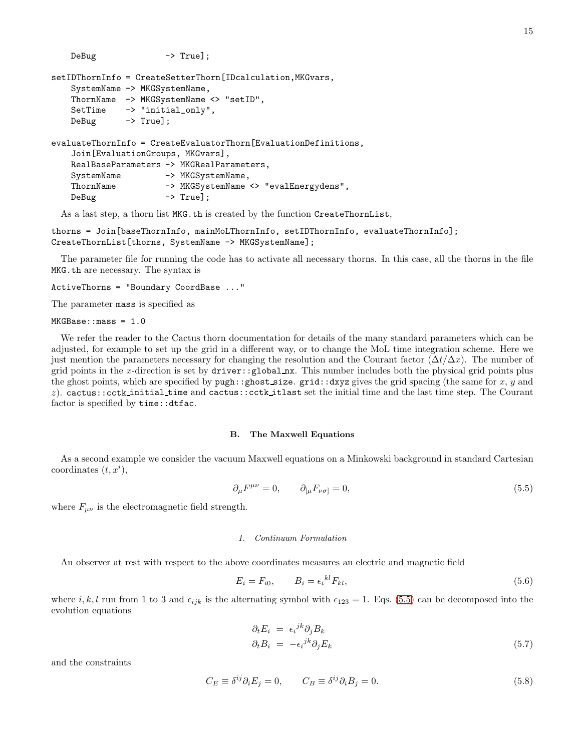```
    DeBug              -> True];

setIDThornInfo = CreateSetterThorn[IDcalculation,MKGvars,
    SystemName -> MKGSystemName,
    ThornName  -> MKGSystemName <> "setID",
    SetTime    -> "initial_only",
    DeBug      -> True];

evaluateThornInfo = CreateEvaluatorThorn[EvaluationDefinitions,
    Join[EvaluationGroups, MKGvars],
    RealBaseParameters -> MKGRealParameters,
    SystemName         -> MKGSystemName,
    ThornName          -> MKGSystemName <> "evalEnergydens",
    DeBug              -> True];
```

As a last step, a thorn list `MKG.th` is created by the function `CreateThornList`,

```
thorns = Join[baseThornInfo, mainMoLThornInfo, setIDThornInfo, evaluateThornInfo];
CreateThornList[thorns, SystemName -> MKGSystemName];
```

The parameter file for running the code has to activate all necessary thorns. In this case, all the thorns in the file `MKG.th` are necessary. The syntax is

```
ActiveThorns = "Boundary CoordBase ..."
```

The parameter `mass` is specified as

```
MKGBase::mass = 1.0
```

We refer the reader to the Cactus thorn documentation for details of the many standard parameters which can be adjusted, for example to set up the grid in a different way, or to change the MoL time integration scheme. Here we just mention the parameters necessary for changing the resolution and the Courant factor ($\Delta t/\Delta x$). The number of grid points in the $x$-direction is set by `driver::global_nx`. This number includes both the physical grid points plus the ghost points, which are specified by `pugh::ghost_size`. `grid::dxyz` gives the grid spacing (the same for $x$, $y$ and $z$). `cactus::cctk_initial_time` and `cactus::cctk_itlast` set the initial time and the last time step. The Courant factor is specified by `time::dtfac`.

### B. The Maxwell Equations

As a second example we consider the vacuum Maxwell equations on a Minkowski background in standard Cartesian coordinates $(t, x^i)$,

$$\partial_\mu F^{\mu\nu} = 0, \qquad \partial_{[\mu} F_{\nu\sigma]} = 0, \tag{5.5}$$

where $F_{\mu\nu}$ is the electromagnetic field strength.

#### *1. Continuum Formulation*

An observer at rest with respect to the above coordinates measures an electric and magnetic field

$$E_i = F_{i0}, \qquad B_i = \epsilon_i{}^{kl} F_{kl}, \tag{5.6}$$

where $i, k, l$ run from 1 to 3 and $\epsilon_{ijk}$ is the alternating symbol with $\epsilon_{123} = 1$. Eqs. (5.5) can be decomposed into the evolution equations

$$\begin{aligned} \partial_t E_i &= \epsilon_i{}^{jk} \partial_j B_k \\ \partial_t B_i &= -\epsilon_i{}^{jk} \partial_j E_k \end{aligned} \tag{5.7}$$

and the constraints

$$C_E \equiv \delta^{ij} \partial_i E_j = 0, \qquad C_B \equiv \delta^{ij} \partial_i B_j = 0. \tag{5.8}$$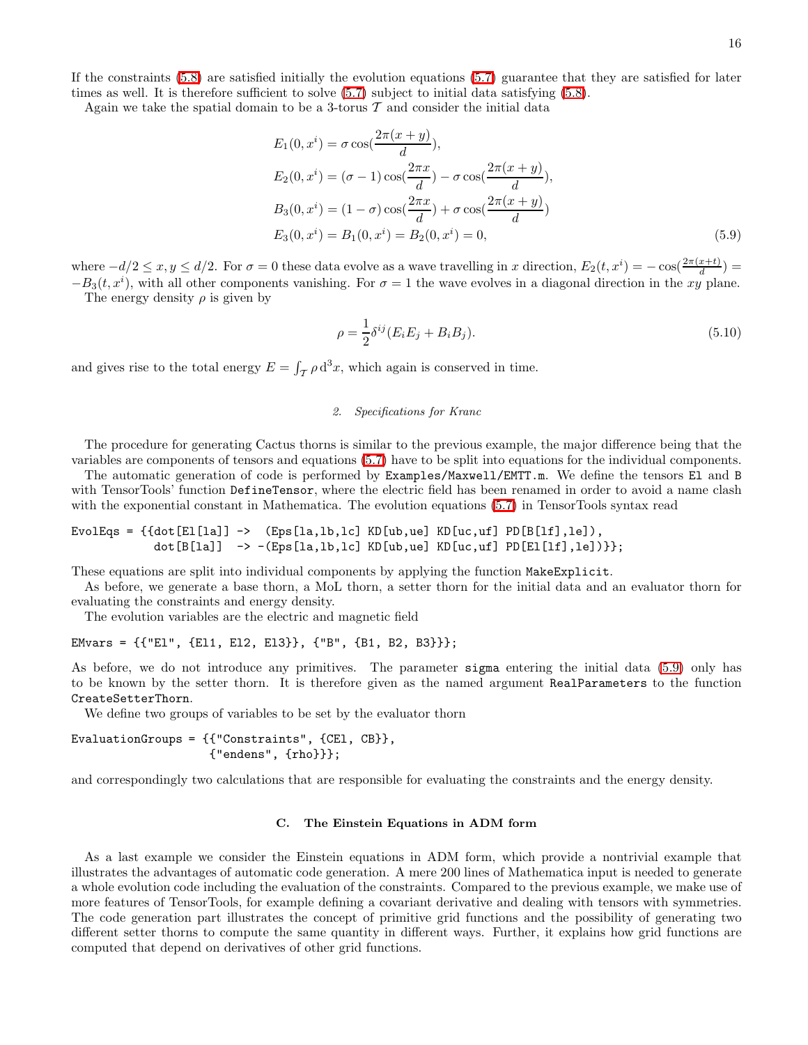If the constraints (5.8) are satisfied initially the evolution equations (5.7) guarantee that they are satisfied for later times as well. It is therefore sufficient to solve (5.7) subject to initial data satisfying (5.8).

Again we take the spatial domain to be a 3-torus $\mathcal{T}$ and consider the initial data

$$
\begin{aligned}
E_1(0,x^i) &= \sigma \cos(\frac{2\pi(x+y)}{d}),\\
E_2(0,x^i) &= (\sigma-1)\cos(\frac{2\pi x}{d}) - \sigma\cos(\frac{2\pi(x+y)}{d}),\\
B_3(0,x^i) &= (1-\sigma)\cos(\frac{2\pi x}{d}) + \sigma\cos(\frac{2\pi(x+y)}{d})\\
E_3(0,x^i) &= B_1(0,x^i) = B_2(0,x^i) = 0,
\end{aligned}
\tag{5.9}
$$

where $-d/2 \le x, y \le d/2$. For $\sigma = 0$ these data evolve as a wave travelling in $x$ direction, $E_2(t,x^i) = -\cos(\frac{2\pi(x+t)}{d}) = -B_3(t,x^i)$, with all other components vanishing. For $\sigma = 1$ the wave evolves in a diagonal direction in the $xy$ plane.

The energy density $\rho$ is given by

$$
\rho = \frac{1}{2}\delta^{ij}(E_iE_j + B_iB_j). \tag{5.10}
$$

and gives rise to the total energy $E = \int_{\mathcal{T}} \rho \, \mathrm{d}^3x$, which again is conserved in time.

### *2. Specifications for Kranc*

The procedure for generating Cactus thorns is similar to the previous example, the major difference being that the variables are components of tensors and equations (5.7) have to be split into equations for the individual components.

The automatic generation of code is performed by `Examples/Maxwell/EMTT.m`. We define the tensors `El` and `B` with TensorTools' function `DefineTensor`, where the electric field has been renamed in order to avoid a name clash with the exponential constant in Mathematica. The evolution equations (5.7) in TensorTools syntax read

```
EvolEqs = {{dot[El[la]] ->  (Eps[la,lb,lc] KD[ub,ue] KD[uc,uf] PD[B[lf],le]),
            dot[B[la]]  -> -(Eps[la,lb,lc] KD[ub,ue] KD[uc,uf] PD[El[lf],le])}};
```

These equations are split into individual components by applying the function `MakeExplicit`.

As before, we generate a base thorn, a MoL thorn, a setter thorn for the initial data and an evaluator thorn for evaluating the constraints and energy density.

The evolution variables are the electric and magnetic field

```
EMvars = {{"El", {El1, El2, El3}}, {"B", {B1, B2, B3}}};
```

As before, we do not introduce any primitives. The parameter `sigma` entering the initial data (5.9) only has to be known by the setter thorn. It is therefore given as the named argument `RealParameters` to the function `CreateSetterThorn`.

We define two groups of variables to be set by the evaluator thorn

```
EvaluationGroups = {{"Constraints", {CEl, CB}},
                    {"endens", {rho}}};
```

and correspondingly two calculations that are responsible for evaluating the constraints and the energy density.

## C. The Einstein Equations in ADM form

As a last example we consider the Einstein equations in ADM form, which provide a nontrivial example that illustrates the advantages of automatic code generation. A mere 200 lines of Mathematica input is needed to generate a whole evolution code including the evaluation of the constraints. Compared to the previous example, we make use of more features of TensorTools, for example defining a covariant derivative and dealing with tensors with symmetries. The code generation part illustrates the concept of primitive grid functions and the possibility of generating two different setter thorns to compute the same quantity in different ways. Further, it explains how grid functions are computed that depend on derivatives of other grid functions.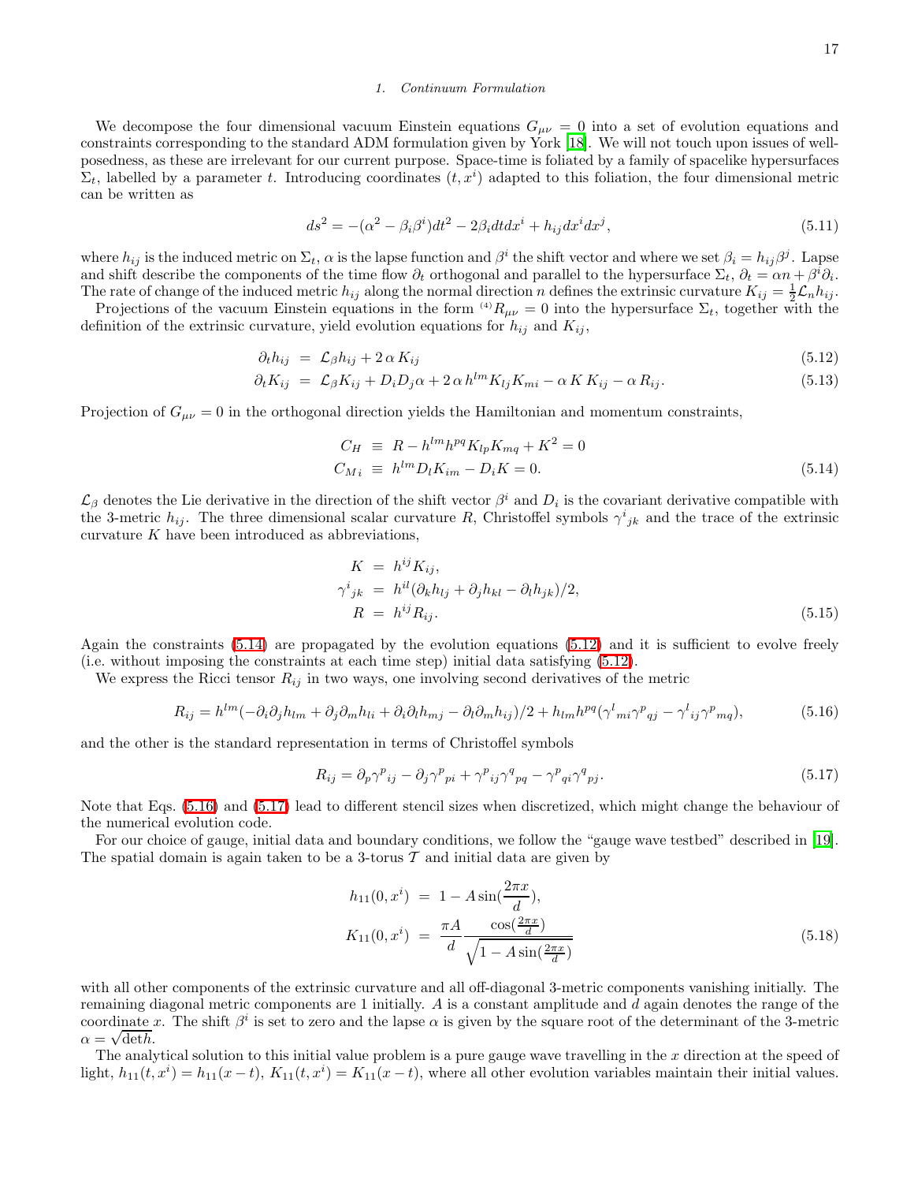### 1. Continuum Formulation

We decompose the four dimensional vacuum Einstein equations $G_{\mu\nu} = 0$ into a set of evolution equations and constraints corresponding to the standard ADM formulation given by York [18]. We will not touch upon issues of well-posedness, as these are irrelevant for our current purpose. Space-time is foliated by a family of spacelike hypersurfaces $\Sigma_t$, labelled by a parameter $t$. Introducing coordinates $(t, x^i)$ adapted to this foliation, the four dimensional metric can be written as

$$ds^2 = -(\alpha^2 - \beta_i\beta^i)dt^2 - 2\beta_i dt dx^i + h_{ij}dx^i dx^j, \tag{5.11}$$

where $h_{ij}$ is the induced metric on $\Sigma_t$, $\alpha$ is the lapse function and $\beta^i$ the shift vector and where we set $\beta_i = h_{ij}\beta^j$. Lapse and shift describe the components of the time flow $\partial_t$ orthogonal and parallel to the hypersurface $\Sigma_t$, $\partial_t = \alpha n + \beta^i\partial_i$. The rate of change of the induced metric $h_{ij}$ along the normal direction $n$ defines the extrinsic curvature $K_{ij} = \frac{1}{2}\mathcal{L}_n h_{ij}$.

Projections of the vacuum Einstein equations in the form ${}^{(4)}R_{\mu\nu} = 0$ into the hypersurface $\Sigma_t$, together with the definition of the extrinsic curvature, yield evolution equations for $h_{ij}$ and $K_{ij}$,

$$\partial_t h_{ij} = \mathcal{L}_\beta h_{ij} + 2\,\alpha\, K_{ij} \tag{5.12}$$

$$\partial_t K_{ij} = \mathcal{L}_\beta K_{ij} + D_i D_j \alpha + 2\,\alpha\, h^{lm} K_{lj} K_{mi} - \alpha\, K\, K_{ij} - \alpha\, R_{ij}. \tag{5.13}$$

Projection of $G_{\mu\nu} = 0$ in the orthogonal direction yields the Hamiltonian and momentum constraints,

$$\begin{aligned} C_H &\equiv R - h^{lm}h^{pq}K_{lp}K_{mq} + K^2 = 0 \\ C_{M\,i} &\equiv h^{lm}D_l K_{im} - D_i K = 0. \end{aligned} \tag{5.14}$$

$\mathcal{L}_\beta$ denotes the Lie derivative in the direction of the shift vector $\beta^i$ and $D_i$ is the covariant derivative compatible with the 3-metric $h_{ij}$. The three dimensional scalar curvature $R$, Christoffel symbols $\gamma^i{}_{jk}$ and the trace of the extrinsic curvature $K$ have been introduced as abbreviations,

$$\begin{aligned} K &= h^{ij}K_{ij}, \\ \gamma^i{}_{jk} &= h^{il}(\partial_k h_{lj} + \partial_j h_{kl} - \partial_l h_{jk})/2, \\ R &= h^{ij}R_{ij}. \end{aligned} \tag{5.15}$$

Again the constraints (5.14) are propagated by the evolution equations (5.12) and it is sufficient to evolve freely (i.e. without imposing the constraints at each time step) initial data satisfying (5.12).

We express the Ricci tensor $R_{ij}$ in two ways, one involving second derivatives of the metric

$$R_{ij} = h^{lm}(-\partial_i\partial_j h_{lm} + \partial_j\partial_m h_{li} + \partial_i\partial_l h_{mj} - \partial_l\partial_m h_{ij})/2 + h_{lm}h^{pq}(\gamma^l{}_{mi}\gamma^p{}_{qj} - \gamma^l{}_{ij}\gamma^p{}_{mq}), \tag{5.16}$$

and the other is the standard representation in terms of Christoffel symbols

$$R_{ij} = \partial_p\gamma^p{}_{ij} - \partial_j\gamma^p{}_{pi} + \gamma^p{}_{ij}\gamma^q{}_{pq} - \gamma^p{}_{qi}\gamma^q{}_{pj}. \tag{5.17}$$

Note that Eqs. (5.16) and (5.17) lead to different stencil sizes when discretized, which might change the behaviour of the numerical evolution code.

For our choice of gauge, initial data and boundary conditions, we follow the "gauge wave testbed" described in [19]. The spatial domain is again taken to be a 3-torus $\mathcal{T}$ and initial data are given by

$$\begin{aligned} h_{11}(0, x^i) &= 1 - A\sin(\frac{2\pi x}{d}), \\ K_{11}(0, x^i) &= \frac{\pi A}{d}\frac{\cos(\frac{2\pi x}{d})}{\sqrt{1 - A\sin(\frac{2\pi x}{d})}} \end{aligned} \tag{5.18}$$

with all other components of the extrinsic curvature and all off-diagonal 3-metric components vanishing initially. The remaining diagonal metric components are 1 initially. $A$ is a constant amplitude and $d$ again denotes the range of the coordinate $x$. The shift $\beta^i$ is set to zero and the lapse $\alpha$ is given by the square root of the determinant of the 3-metric $\alpha = \sqrt{\det h}$.

The analytical solution to this initial value problem is a pure gauge wave travelling in the $x$ direction at the speed of light, $h_{11}(t, x^i) = h_{11}(x - t)$, $K_{11}(t, x^i) = K_{11}(x - t)$, where all other evolution variables maintain their initial values.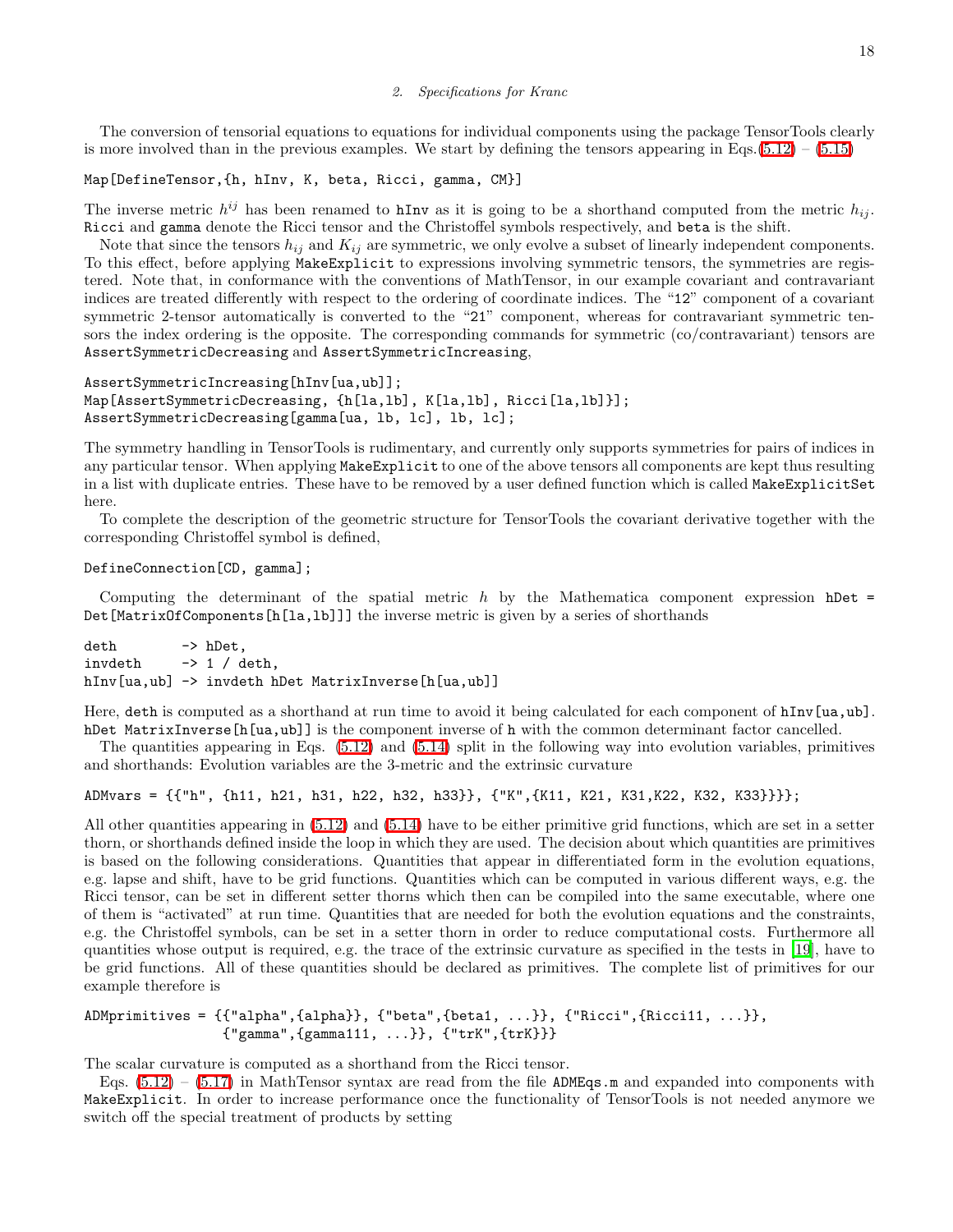*2. Specifications for Kranc*

The conversion of tensorial equations to equations for individual components using the package TensorTools clearly is more involved than in the previous examples. We start by defining the tensors appearing in Eqs.(5.12) – (5.15)

```
Map[DefineTensor,{h, hInv, K, beta, Ricci, gamma, CM}]
```

The inverse metric $h^{ij}$ has been renamed to `hInv` as it is going to be a shorthand computed from the metric $h_{ij}$. `Ricci` and `gamma` denote the Ricci tensor and the Christoffel symbols respectively, and `beta` is the shift.

Note that since the tensors $h_{ij}$ and $K_{ij}$ are symmetric, we only evolve a subset of linearly independent components. To this effect, before applying `MakeExplicit` to expressions involving symmetric tensors, the symmetries are registered. Note that, in conformance with the conventions of MathTensor, in our example covariant and contravariant indices are treated differently with respect to the ordering of coordinate indices. The "`12`" component of a covariant symmetric 2-tensor automatically is converted to the "`21`" component, whereas for contravariant symmetric tensors the index ordering is the opposite. The corresponding commands for symmetric (co/contravariant) tensors are `AssertSymmetricDecreasing` and `AssertSymmetricIncreasing`,

```
AssertSymmetricIncreasing[hInv[ua,ub]];
Map[AssertSymmetricDecreasing, {h[la,lb], K[la,lb], Ricci[la,lb]}];
AssertSymmetricDecreasing[gamma[ua, lb, lc], lb, lc];
```

The symmetry handling in TensorTools is rudimentary, and currently only supports symmetries for pairs of indices in any particular tensor. When applying `MakeExplicit` to one of the above tensors all components are kept thus resulting in a list with duplicate entries. These have to be removed by a user defined function which is called `MakeExplicitSet` here.

To complete the description of the geometric structure for TensorTools the covariant derivative together with the corresponding Christoffel symbol is defined,

```
DefineConnection[CD, gamma];
```

Computing the determinant of the spatial metric $h$ by the Mathematica component expression `hDet = Det[MatrixOfComponents[h[la,lb]]]` the inverse metric is given by a series of shorthands

```
deth        -> hDet,
invdeth     -> 1 / deth,
hInv[ua,ub] -> invdeth hDet MatrixInverse[h[ua,ub]]
```

Here, `deth` is computed as a shorthand at run time to avoid it being calculated for each component of `hInv[ua,ub]`. `hDet MatrixInverse[h[ua,ub]]` is the component inverse of `h` with the common determinant factor cancelled.

The quantities appearing in Eqs. (5.12) and (5.14) split in the following way into evolution variables, primitives and shorthands: Evolution variables are the 3-metric and the extrinsic curvature

```
ADMvars = {{"h", {h11, h21, h31, h22, h32, h33}}, {"K",{K11, K21, K31,K22, K32, K33}}}};
```

All other quantities appearing in (5.12) and (5.14) have to be either primitive grid functions, which are set in a setter thorn, or shorthands defined inside the loop in which they are used. The decision about which quantities are primitives is based on the following considerations. Quantities that appear in differentiated form in the evolution equations, e.g. lapse and shift, have to be grid functions. Quantities which can be computed in various different ways, e.g. the Ricci tensor, can be set in different setter thorns which then can be compiled into the same executable, where one of them is "activated" at run time. Quantities that are needed for both the evolution equations and the constraints, e.g. the Christoffel symbols, can be set in a setter thorn in order to reduce computational costs. Furthermore all quantities whose output is required, e.g. the trace of the extrinsic curvature as specified in the tests in [19], have to be grid functions. All of these quantities should be declared as primitives. The complete list of primitives for our example therefore is

```
ADMprimitives = {{"alpha",{alpha}}, {"beta",{beta1, ...}}, {"Ricci",{Ricci11, ...}},
                 {"gamma",{gamma111, ...}}, {"trK",{trK}}}
```

The scalar curvature is computed as a shorthand from the Ricci tensor.

Eqs. (5.12) – (5.17) in MathTensor syntax are read from the file `ADMEqs.m` and expanded into components with `MakeExplicit`. In order to increase performance once the functionality of TensorTools is not needed anymore we switch off the special treatment of products by setting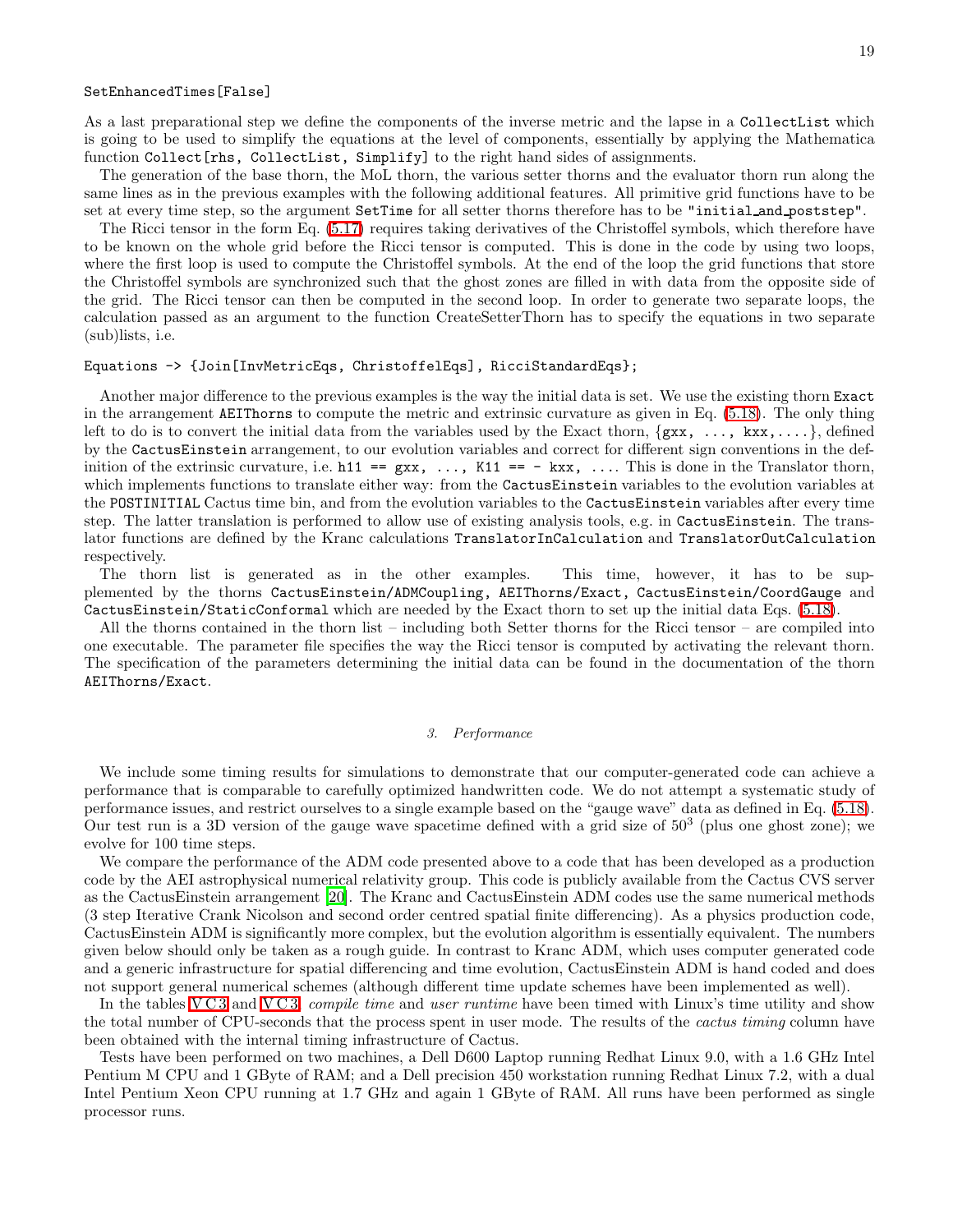```
SetEnhancedTimes[False]
```

As a last preparational step we define the components of the inverse metric and the lapse in a `CollectList` which is going to be used to simplify the equations at the level of components, essentially by applying the Mathematica function `Collect[rhs, CollectList, Simplify]` to the right hand sides of assignments.

The generation of the base thorn, the MoL thorn, the various setter thorns and the evaluator thorn run along the same lines as in the previous examples with the following additional features. All primitive grid functions have to be set at every time step, so the argument `SetTime` for all setter thorns therefore has to be `"initial_and_poststep"`.

The Ricci tensor in the form Eq. (5.17) requires taking derivatives of the Christoffel symbols, which therefore have to be known on the whole grid before the Ricci tensor is computed. This is done in the code by using two loops, where the first loop is used to compute the Christoffel symbols. At the end of the loop the grid functions that store the Christoffel symbols are synchronized such that the ghost zones are filled in with data from the opposite side of the grid. The Ricci tensor can then be computed in the second loop. In order to generate two separate loops, the calculation passed as an argument to the function CreateSetterThorn has to specify the equations in two separate (sub)lists, i.e.

```
Equations -> {Join[InvMetricEqs, ChristoffelEqs], RicciStandardEqs};
```

Another major difference to the previous examples is the way the initial data is set. We use the existing thorn `Exact` in the arrangement `AEIThorns` to compute the metric and extrinsic curvature as given in Eq. (5.18). The only thing left to do is to convert the initial data from the variables used by the Exact thorn, {`gxx, ..., kxx,...`}, defined by the `CactusEinstein` arrangement, to our evolution variables and correct for different sign conventions in the definition of the extrinsic curvature, i.e. `h11 == gxx, ..., K11 == - kxx, ...`. This is done in the Translator thorn, which implements functions to translate either way: from the `CactusEinstein` variables to the evolution variables at the `POSTINITIAL` Cactus time bin, and from the evolution variables to the `CactusEinstein` variables after every time step. The latter translation is performed to allow use of existing analysis tools, e.g. in `CactusEinstein`. The translator functions are defined by the Kranc calculations `TranslatorInCalculation` and `TranslatorOutCalculation` respectively.

The thorn list is generated as in the other examples. This time, however, it has to be supplemented by the thorns `CactusEinstein/ADMCoupling, AEIThorns/Exact, CactusEinstein/CoordGauge` and `CactusEinstein/StaticConformal` which are needed by the Exact thorn to set up the initial data Eqs. (5.18).

All the thorns contained in the thorn list – including both Setter thorns for the Ricci tensor – are compiled into one executable. The parameter file specifies the way the Ricci tensor is computed by activating the relevant thorn. The specification of the parameters determining the initial data can be found in the documentation of the thorn `AEIThorns/Exact`.

### 3. Performance

We include some timing results for simulations to demonstrate that our computer-generated code can achieve a performance that is comparable to carefully optimized handwritten code. We do not attempt a systematic study of performance issues, and restrict ourselves to a single example based on the "gauge wave" data as defined in Eq. (5.18). Our test run is a 3D version of the gauge wave spacetime defined with a grid size of $50^3$ (plus one ghost zone); we evolve for 100 time steps.

We compare the performance of the ADM code presented above to a code that has been developed as a production code by the AEI astrophysical numerical relativity group. This code is publicly available from the Cactus CVS server as the CactusEinstein arrangement [20]. The Kranc and CactusEinstein ADM codes use the same numerical methods (3 step Iterative Crank Nicolson and second order centred spatial finite differencing). As a physics production code, CactusEinstein ADM is significantly more complex, but the evolution algorithm is essentially equivalent. The numbers given below should only be taken as a rough guide. In contrast to Kranc ADM, which uses computer generated code and a generic infrastructure for spatial differencing and time evolution, CactusEinstein ADM is hand coded and does not support general numerical schemes (although different time update schemes have been implemented as well).

In the tables V C 3 and V C 3, *compile time* and *user runtime* have been timed with Linux's time utility and show the total number of CPU-seconds that the process spent in user mode. The results of the *cactus timing* column have been obtained with the internal timing infrastructure of Cactus.

Tests have been performed on two machines, a Dell D600 Laptop running Redhat Linux 9.0, with a 1.6 GHz Intel Pentium M CPU and 1 GByte of RAM; and a Dell precision 450 workstation running Redhat Linux 7.2, with a dual Intel Pentium Xeon CPU running at 1.7 GHz and again 1 GByte of RAM. All runs have been performed as single processor runs.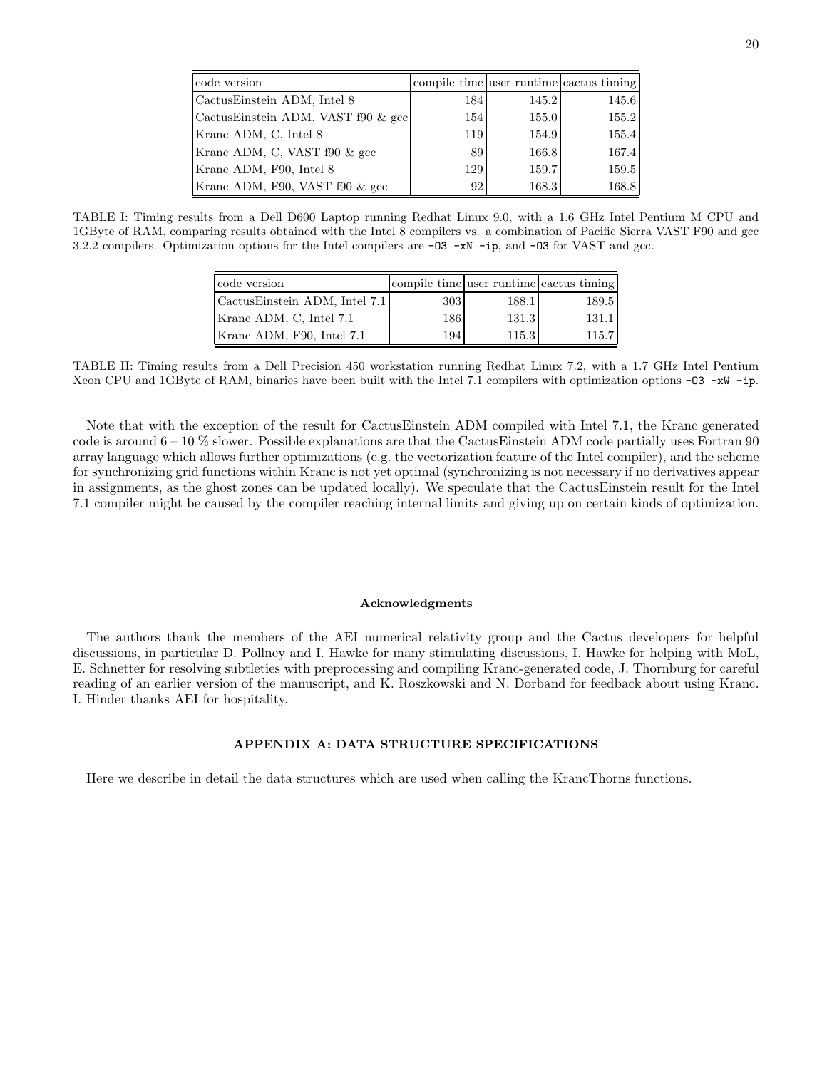| code version | compile time | user runtime | cactus timing |
| --- | --- | --- | --- |
| CactusEinstein ADM, Intel 8 | 184 | 145.2 | 145.6 |
| CactusEinstein ADM, VAST f90 & gcc | 154 | 155.0 | 155.2 |
| Kranc ADM, C, Intel 8 | 119 | 154.9 | 155.4 |
| Kranc ADM, C, VAST f90 & gcc | 89 | 166.8 | 167.4 |
| Kranc ADM, F90, Intel 8 | 129 | 159.7 | 159.5 |
| Kranc ADM, F90, VAST f90 & gcc | 92 | 168.3 | 168.8 |

TABLE I: Timing results from a Dell D600 Laptop running Redhat Linux 9.0, with a 1.6 GHz Intel Pentium M CPU and 1GByte of RAM, comparing results obtained with the Intel 8 compilers vs. a combination of Pacific Sierra VAST F90 and gcc 3.2.2 compilers. Optimization options for the Intel compilers are `-O3 -xN -ip`, and `-O3` for VAST and gcc.

| code version | compile time | user runtime | cactus timing |
| --- | --- | --- | --- |
| CactusEinstein ADM, Intel 7.1 | 303 | 188.1 | 189.5 |
| Kranc ADM, C, Intel 7.1 | 186 | 131.3 | 131.1 |
| Kranc ADM, F90, Intel 7.1 | 194 | 115.3 | 115.7 |

TABLE II: Timing results from a Dell Precision 450 workstation running Redhat Linux 7.2, with a 1.7 GHz Intel Pentium Xeon CPU and 1GByte of RAM, binaries have been built with the Intel 7.1 compilers with optimization options `-O3 -xW -ip`.

Note that with the exception of the result for CactusEinstein ADM compiled with Intel 7.1, the Kranc generated code is around 6 – 10 % slower. Possible explanations are that the CactusEinstein ADM code partially uses Fortran 90 array language which allows further optimizations (e.g. the vectorization feature of the Intel compiler), and the scheme for synchronizing grid functions within Kranc is not yet optimal (synchronizing is not necessary if no derivatives appear in assignments, as the ghost zones can be updated locally). We speculate that the CactusEinstein result for the Intel 7.1 compiler might be caused by the compiler reaching internal limits and giving up on certain kinds of optimization.

### Acknowledgments

The authors thank the members of the AEI numerical relativity group and the Cactus developers for helpful discussions, in particular D. Pollney and I. Hawke for many stimulating discussions, I. Hawke for helping with MoL, E. Schnetter for resolving subtleties with preprocessing and compiling Kranc-generated code, J. Thornburg for careful reading of an earlier version of the manuscript, and K. Roszkowski and N. Dorband for feedback about using Kranc. I. Hinder thanks AEI for hospitality.

## APPENDIX A: DATA STRUCTURE SPECIFICATIONS

Here we describe in detail the data structures which are used when calling the KrancThorns functions.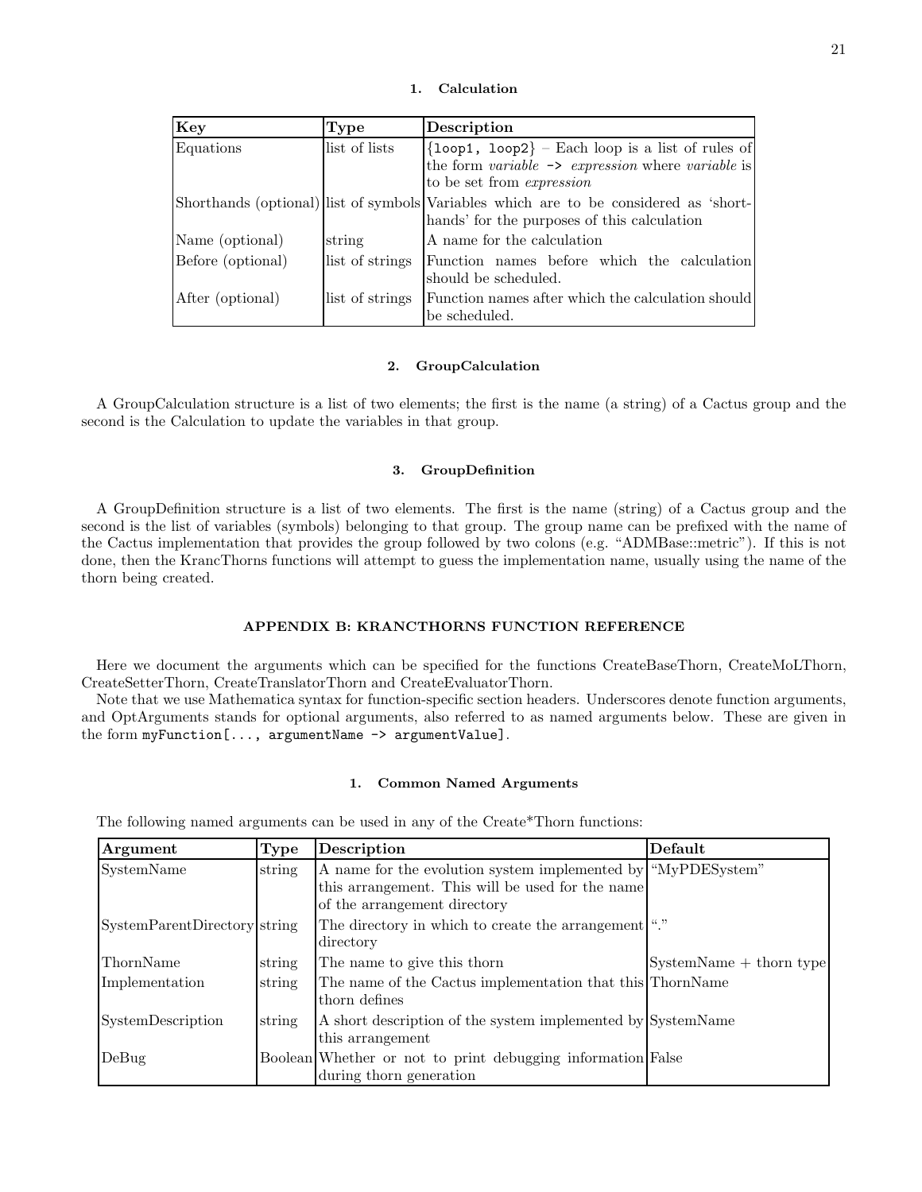### 1. Calculation

| Key | Type | Description |
|---|---|---|
| Equations | list of lists | `{loop1, loop2}` – Each loop is a list of rules of the form *variable* `->` *expression* where *variable* is to be set from *expression* |
| Shorthands (optional) | list of symbols | Variables which are to be considered as 'shorthands' for the purposes of this calculation |
| Name (optional) | string | A name for the calculation |
| Before (optional) | list of strings | Function names before which the calculation should be scheduled. |
| After (optional) | list of strings | Function names after which the calculation should be scheduled. |

### 2. GroupCalculation

A GroupCalculation structure is a list of two elements; the first is the name (a string) of a Cactus group and the second is the Calculation to update the variables in that group.

### 3. GroupDefinition

A GroupDefinition structure is a list of two elements. The first is the name (string) of a Cactus group and the second is the list of variables (symbols) belonging to that group. The group name can be prefixed with the name of the Cactus implementation that provides the group followed by two colons (e.g. "ADMBase::metric"). If this is not done, then the KrancThorns functions will attempt to guess the implementation name, usually using the name of the thorn being created.

## APPENDIX B: KRANCTHORNS FUNCTION REFERENCE

Here we document the arguments which can be specified for the functions CreateBaseThorn, CreateMoLThorn, CreateSetterThorn, CreateTranslatorThorn and CreateEvaluatorThorn.

Note that we use Mathematica syntax for function-specific section headers. Underscores denote function arguments, and OptArguments stands for optional arguments, also referred to as named arguments below. These are given in the form `myFunction[..., argumentName -> argumentValue]`.

### 1. Common Named Arguments

The following named arguments can be used in any of the Create*Thorn functions:

| Argument | Type | Description | Default |
|---|---|---|---|
| SystemName | string | A name for the evolution system implemented by this arrangement. This will be used for the name of the arrangement directory | "MyPDESystem" |
| SystemParentDirectory | string | The directory in which to create the arrangement directory | "." |
| ThornName | string | The name to give this thorn | SystemName + thorn type |
| Implementation | string | The name of the Cactus implementation that this thorn defines | ThornName |
| SystemDescription | string | A short description of the system implemented by this arrangement | SystemName |
| DeBug | Boolean | Whether or not to print debugging information during thorn generation | False |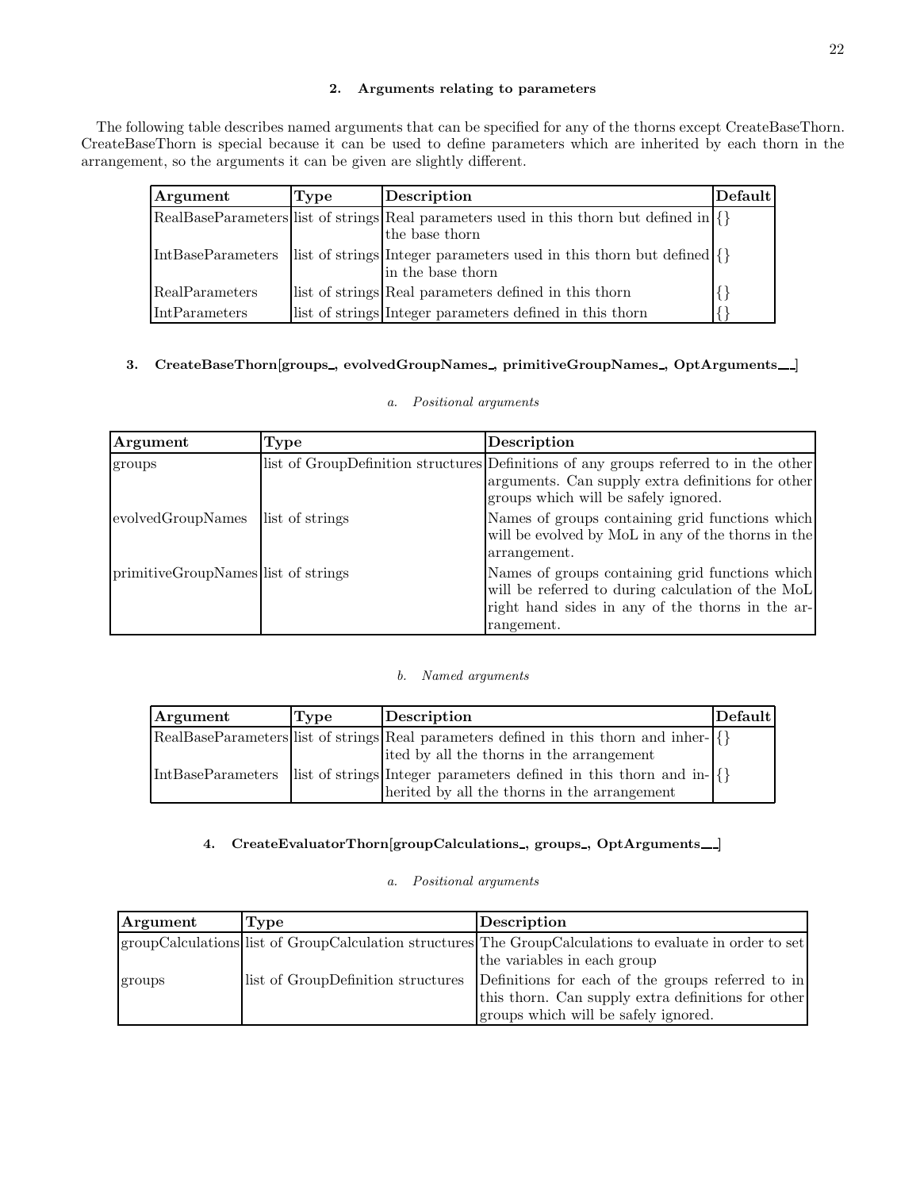### 2. Arguments relating to parameters

The following table describes named arguments that can be specified for any of the thorns except CreateBaseThorn. CreateBaseThorn is special because it can be used to define parameters which are inherited by each thorn in the arrangement, so the arguments it can be given are slightly different.

| Argument | Type | Description | Default |
|---|---|---|---|
| RealBaseParameters | list of strings | Real parameters used in this thorn but defined in the base thorn | {} |
| IntBaseParameters | list of strings | Integer parameters used in this thorn but defined in the base thorn | {} |
| RealParameters | list of strings | Real parameters defined in this thorn | {} |
| IntParameters | list of strings | Integer parameters defined in this thorn | {} |

## 3. CreateBaseThorn[groups_, evolvedGroupNames_, primitiveGroupNames_, OptArguments___]

#### *a. Positional arguments*

| Argument | Type | Description |
|---|---|---|
| groups | list of GroupDefinition structures | Definitions of any groups referred to in the other arguments. Can supply extra definitions for other groups which will be safely ignored. |
| evolvedGroupNames | list of strings | Names of groups containing grid functions which will be evolved by MoL in any of the thorns in the arrangement. |
| primitiveGroupNames | list of strings | Names of groups containing grid functions which will be referred to during calculation of the MoL right hand sides in any of the thorns in the arrangement. |

#### *b. Named arguments*

| Argument | Type | Description | Default |
|---|---|---|---|
| RealBaseParameters | list of strings | Real parameters defined in this thorn and inherited by all the thorns in the arrangement | {} |
| IntBaseParameters | list of strings | Integer parameters defined in this thorn and inherited by all the thorns in the arrangement | {} |

## 4. CreateEvaluatorThorn[groupCalculations_, groups_, OptArguments___]

#### *a. Positional arguments*

| Argument | Type | Description |
|---|---|---|
| groupCalculations | list of GroupCalculation structures | The GroupCalculations to evaluate in order to set the variables in each group |
| groups | list of GroupDefinition structures | Definitions for each of the groups referred to in this thorn. Can supply extra definitions for other groups which will be safely ignored. |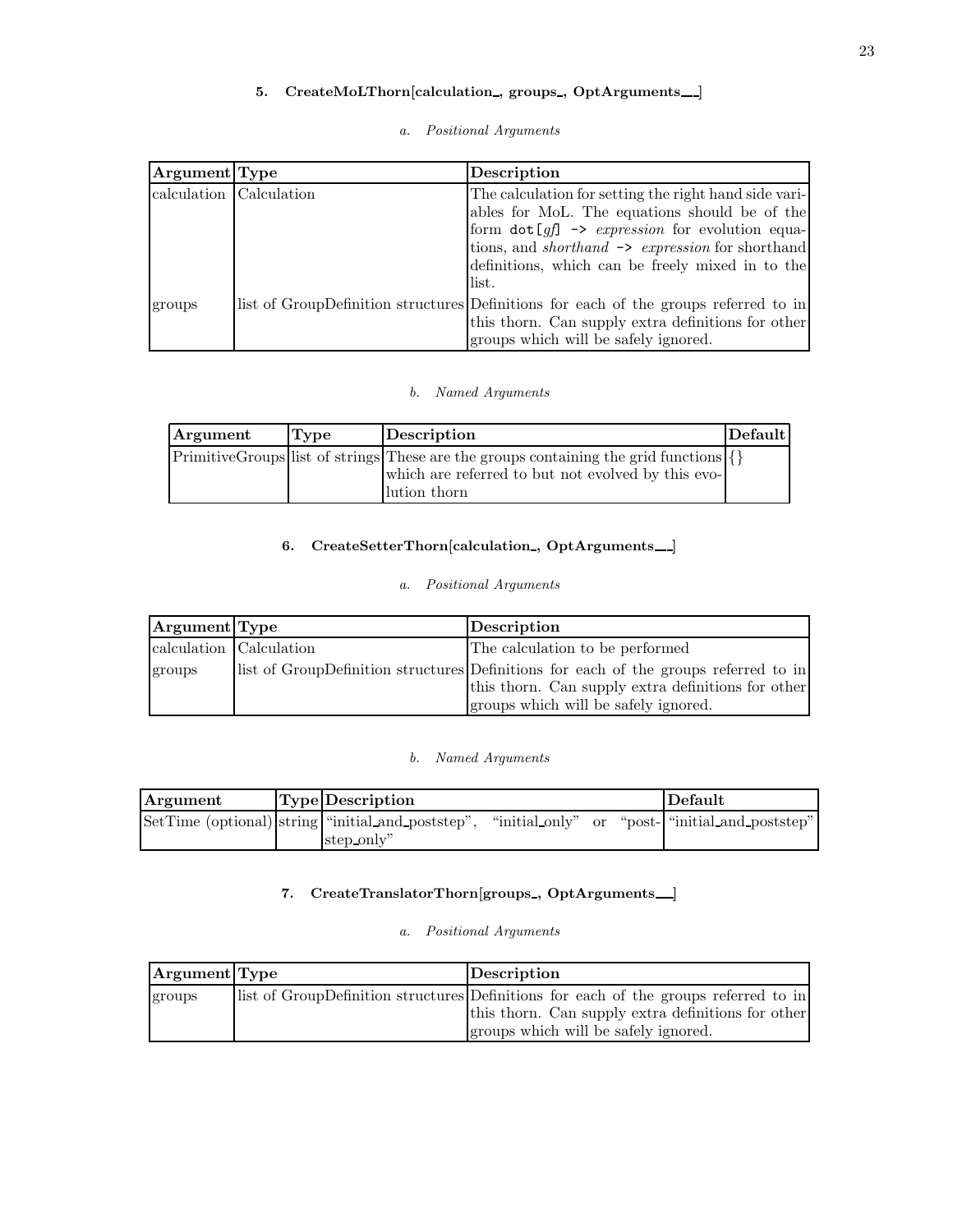### 5. CreateMoLThorn[calculation_, groups_, OptArguments__]

#### a. Positional Arguments

| Argument | Type | Description |
|---|---|---|
| calculation | Calculation | The calculation for setting the right hand side variables for MoL. The equations should be of the form `dot[`*gf*`] ->` *expression* for evolution equations, and *shorthand* `->` *expression* for shorthand definitions, which can be freely mixed in to the list. |
| groups | list of GroupDefinition structures | Definitions for each of the groups referred to in this thorn. Can supply extra definitions for other groups which will be safely ignored. |

#### b. Named Arguments

| Argument | Type | Description | Default |
|---|---|---|---|
| PrimitiveGroups | list of strings | These are the groups containing the grid functions which are referred to but not evolved by this evolution thorn | {} |

### 6. CreateSetterThorn[calculation_, OptArguments__]

#### a. Positional Arguments

| Argument | Type | Description |
|---|---|---|
| calculation | Calculation | The calculation to be performed |
| groups | list of GroupDefinition structures | Definitions for each of the groups referred to in this thorn. Can supply extra definitions for other groups which will be safely ignored. |

#### b. Named Arguments

| Argument | Type | Description | Default |
|---|---|---|---|
| SetTime (optional) | string | "initial_and_poststep", "initial_only" or "poststep_only" | "initial_and_poststep" |

### 7. CreateTranslatorThorn[groups_, OptArguments__]

#### a. Positional Arguments

| Argument | Type | Description |
|---|---|---|
| groups | list of GroupDefinition structures | Definitions for each of the groups referred to in this thorn. Can supply extra definitions for other groups which will be safely ignored. |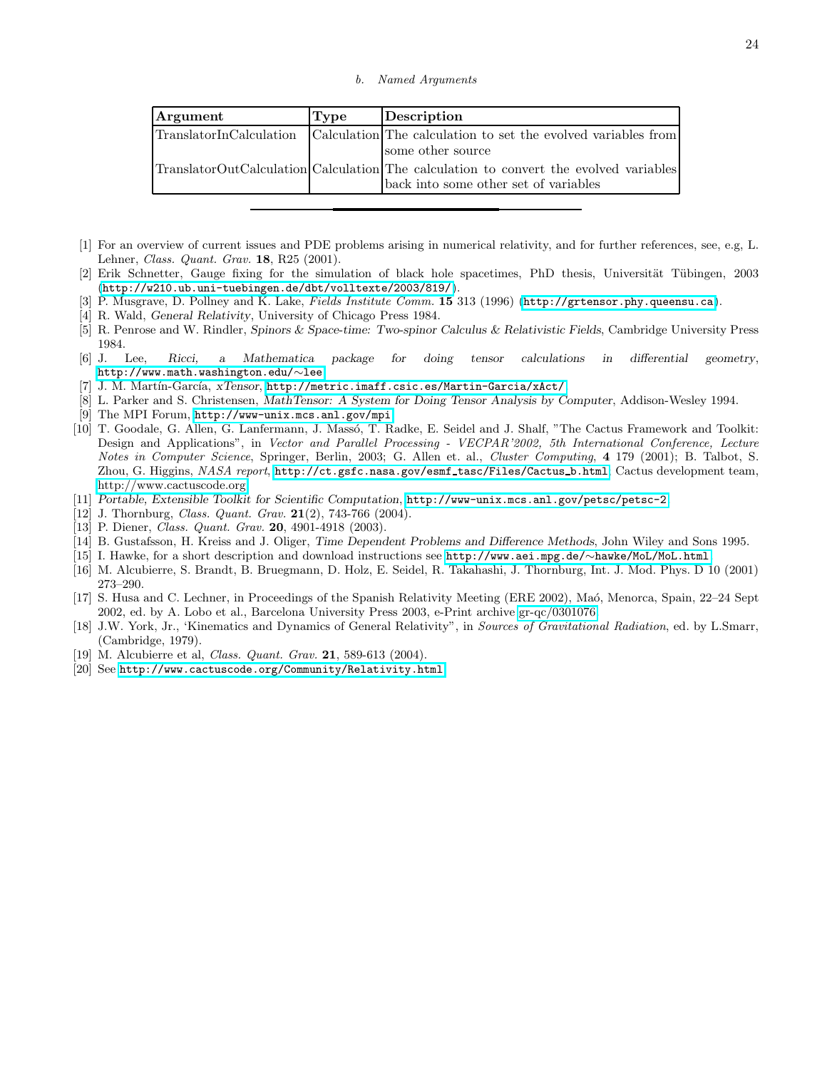#### b. Named Arguments

| Argument | Type | Description |
|---|---|---|
| TranslatorInCalculation | Calculation | The calculation to set the evolved variables from some other source |
| TranslatorOutCalculation | Calculation | The calculation to convert the evolved variables back into some other set of variables |

---

[1] For an overview of current issues and PDE problems arising in numerical relativity, and for further references, see, e.g, L. Lehner, *Class. Quant. Grav.* **18**, R25 (2001).

[2] Erik Schnetter, Gauge fixing for the simulation of black hole spacetimes, PhD thesis, Universität Tübingen, 2003 (`http://w210.ub.uni-tuebingen.de/dbt/volltexte/2003/819/`).

[3] P. Musgrave, D. Pollney and K. Lake, *Fields Institute Comm.* **15** 313 (1996) (`http://grtensor.phy.queensu.ca`).

[4] R. Wald, *General Relativity*, University of Chicago Press 1984.

[5] R. Penrose and W. Rindler, *Spinors & Space-time: Two-spinor Calculus & Relativistic Fields*, Cambridge University Press 1984.

[6] J. Lee, *Ricci, a Mathematica package for doing tensor calculations in differential geometry*, `http://www.math.washington.edu/~lee`

[7] J. M. Martín-García, *xTensor*, `http://metric.imaff.csic.es/Martin-Garcia/xAct/`

[8] L. Parker and S. Christensen, *MathTensor: A System for Doing Tensor Analysis by Computer*, Addison-Wesley 1994.

[9] The MPI Forum, `http://www-unix.mcs.anl.gov/mpi`

[10] T. Goodale, G. Allen, G. Lanfermann, J. Massó, T. Radke, E. Seidel and J. Shalf, "The Cactus Framework and Toolkit: Design and Applications", in *Vector and Parallel Processing - VECPAR'2002, 5th International Conference, Lecture Notes in Computer Science*, Springer, Berlin, 2003; G. Allen et. al., *Cluster Computing*, **4** 179 (2001); B. Talbot, S. Zhou, G. Higgins, *NASA report*, `http://ct.gsfc.nasa.gov/esmf_tasc/Files/Cactus_b.html`, Cactus development team, http://www.cactuscode.org

[11] *Portable, Extensible Toolkit for Scientific Computation*, `http://www-unix.mcs.anl.gov/petsc/petsc-2`

[12] J. Thornburg, *Class. Quant. Grav.* **21**(2), 743-766 (2004).

[13] P. Diener, *Class. Quant. Grav.* **20**, 4901-4918 (2003).

[14] B. Gustafsson, H. Kreiss and J. Oliger, *Time Dependent Problems and Difference Methods*, John Wiley and Sons 1995.

[15] I. Hawke, for a short description and download instructions see `http://www.aei.mpg.de/~hawke/MoL/MoL.html`

[16] M. Alcubierre, S. Brandt, B. Bruegmann, D. Holz, E. Seidel, R. Takahashi, J. Thornburg, Int. J. Mod. Phys. D 10 (2001) 273–290.

[17] S. Husa and C. Lechner, in Proceedings of the Spanish Relativity Meeting (ERE 2002), Maó, Menorca, Spain, 22–24 Sept 2002, ed. by A. Lobo et al., Barcelona University Press 2003, e-Print archive gr-qc/0301076

[18] J.W. York, Jr., 'Kinematics and Dynamics of General Relativity", in *Sources of Gravitational Radiation*, ed. by L.Smarr, (Cambridge, 1979).

[19] M. Alcubierre et al, *Class. Quant. Grav.* **21**, 589-613 (2004).

[20] See `http://www.cactuscode.org/Community/Relativity.html`